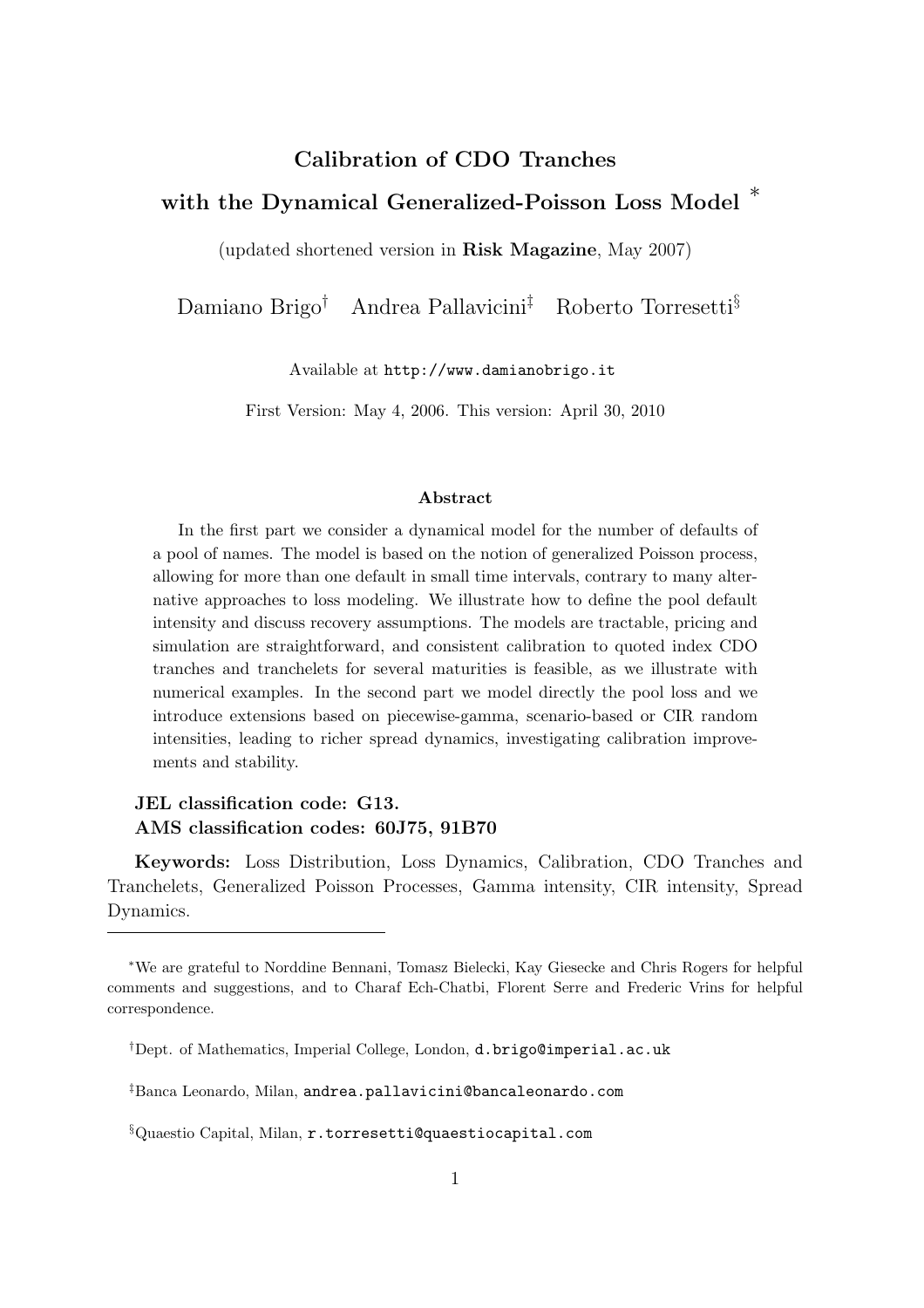# Calibration of CDO Tranches with the Dynamical Generalized-Poisson Loss Model *

(updated shortened version in **Risk Magazine**, May 2007)

Damiano Brigo[†] Andrea Pallavicini[‡] Roberto Torresetti[§]

Available at http://www.damianobrigo.it

First Version: May 4, 2006. This version: April 30, 2010

### Abstract

In the first part we consider a dynamical model for the number of defaults of a pool of names. The model is based on the notion of generalized Poisson process, allowing for more than one default in small time intervals, contrary to many alternative approaches to loss modeling. We illustrate how to define the pool default intensity and discuss recovery assumptions. The models are tractable, pricing and simulation are straightforward, and consistent calibration to quoted index CDO tranches and tranchelets for several maturities is feasible, as we illustrate with numerical examples. In the second part we model directly the pool loss and we introduce extensions based on piecewise-gamma, scenario-based or CIR random intensities, leading to richer spread dynamics, investigating calibration improvements and stability.

**JEL classification code: G13.**
**AMS classification codes: 60J75, 91B70**

**Keywords:** Loss Distribution, Loss Dynamics, Calibration, CDO Tranches and Tranchelets, Generalized Poisson Processes, Gamma intensity, CIR intensity, Spread Dynamics.

---

*We are grateful to Norddine Bennani, Tomasz Bielecki, Kay Giesecke and Chris Rogers for helpful comments and suggestions, and to Charaf Ech-Chatbi, Florent Serre and Frederic Vrins for helpful correspondence.

[†]Dept. of Mathematics, Imperial College, London, d.brigo@imperial.ac.uk

[‡]Banca Leonardo, Milan, andrea.pallavicini@bancaleonardo.com

[§]Quaestio Capital, Milan, r.torresetti@quaestiocapital.com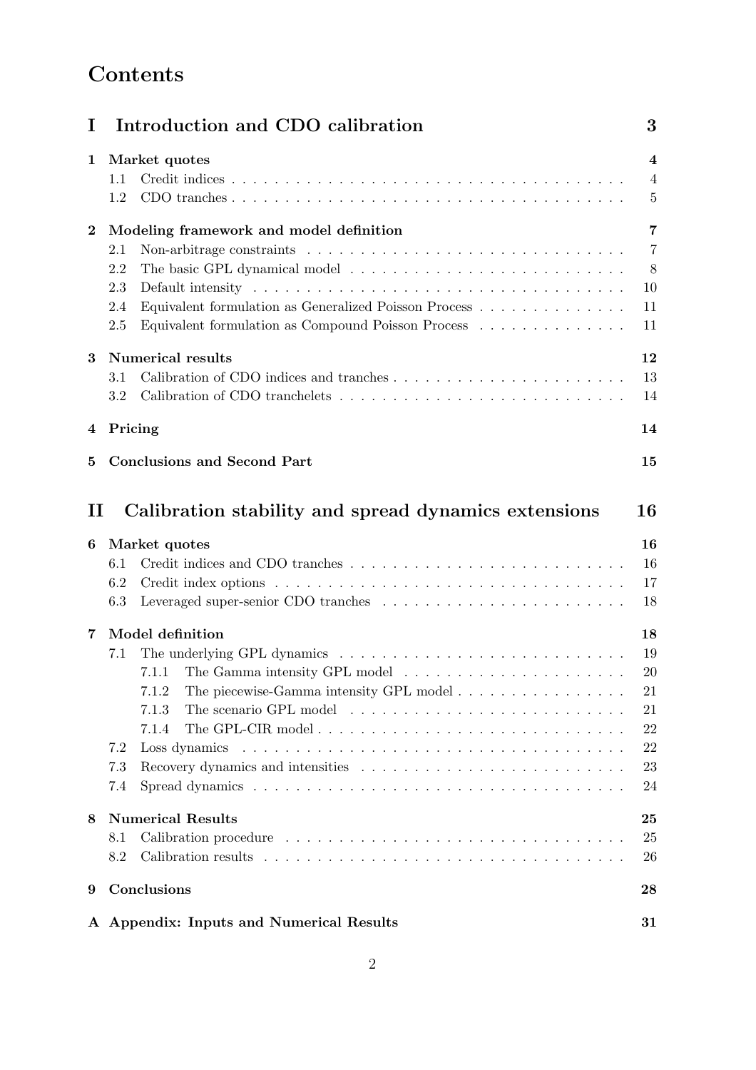# Contents

**I Introduction and CDO calibration** **3**

**1 Market quotes** **4**
- 1.1 Credit indices . . . . . 4
- 1.2 CDO tranches . . . . . 5

**2 Modeling framework and model definition** **7**
- 2.1 Non-arbitrage constraints . . . . . 7
- 2.2 The basic GPL dynamical model . . . . . 8
- 2.3 Default intensity . . . . . 10
- 2.4 Equivalent formulation as Generalized Poisson Process . . . . . 11
- 2.5 Equivalent formulation as Compound Poisson Process . . . . . 11

**3 Numerical results** **12**
- 3.1 Calibration of CDO indices and tranches . . . . . 13
- 3.2 Calibration of CDO tranchelets . . . . . 14

**4 Pricing** **14**

**5 Conclusions and Second Part** **15**

**II Calibration stability and spread dynamics extensions** **16**

**6 Market quotes** **16**
- 6.1 Credit indices and CDO tranches . . . . . 16
- 6.2 Credit index options . . . . . 17
- 6.3 Leveraged super-senior CDO tranches . . . . . 18

**7 Model definition** **18**
- 7.1 The underlying GPL dynamics . . . . . 19
  - 7.1.1 The Gamma intensity GPL model . . . . . 20
  - 7.1.2 The piecewise-Gamma intensity GPL model . . . . . 21
  - 7.1.3 The scenario GPL model . . . . . 21
  - 7.1.4 The GPL-CIR model . . . . . 22
- 7.2 Loss dynamics . . . . . 22
- 7.3 Recovery dynamics and intensities . . . . . 23
- 7.4 Spread dynamics . . . . . 24

**8 Numerical Results** **25**
- 8.1 Calibration procedure . . . . . 25
- 8.2 Calibration results . . . . . 26

**9 Conclusions** **28**

**A Appendix: Inputs and Numerical Results** **31**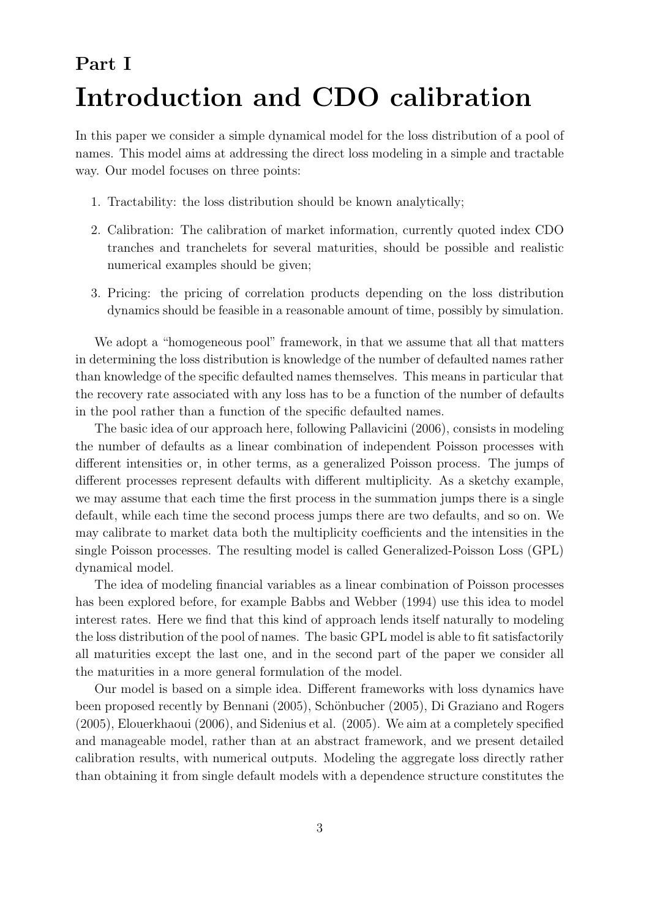# Part I

# Introduction and CDO calibration

In this paper we consider a simple dynamical model for the loss distribution of a pool of names. This model aims at addressing the direct loss modeling in a simple and tractable way. Our model focuses on three points:

1. Tractability: the loss distribution should be known analytically;
2. Calibration: The calibration of market information, currently quoted index CDO tranches and tranchelets for several maturities, should be possible and realistic numerical examples should be given;
3. Pricing: the pricing of correlation products depending on the loss distribution dynamics should be feasible in a reasonable amount of time, possibly by simulation.

We adopt a "homogeneous pool" framework, in that we assume that all that matters in determining the loss distribution is knowledge of the number of defaulted names rather than knowledge of the specific defaulted names themselves. This means in particular that the recovery rate associated with any loss has to be a function of the number of defaults in the pool rather than a function of the specific defaulted names.

The basic idea of our approach here, following Pallavicini (2006), consists in modeling the number of defaults as a linear combination of independent Poisson processes with different intensities or, in other terms, as a generalized Poisson process. The jumps of different processes represent defaults with different multiplicity. As a sketchy example, we may assume that each time the first process in the summation jumps there is a single default, while each time the second process jumps there are two defaults, and so on. We may calibrate to market data both the multiplicity coefficients and the intensities in the single Poisson processes. The resulting model is called Generalized-Poisson Loss (GPL) dynamical model.

The idea of modeling financial variables as a linear combination of Poisson processes has been explored before, for example Babbs and Webber (1994) use this idea to model interest rates. Here we find that this kind of approach lends itself naturally to modeling the loss distribution of the pool of names. The basic GPL model is able to fit satisfactorily all maturities except the last one, and in the second part of the paper we consider all the maturities in a more general formulation of the model.

Our model is based on a simple idea. Different frameworks with loss dynamics have been proposed recently by Bennani (2005), Schönbucher (2005), Di Graziano and Rogers (2005), Elouerkhaoui (2006), and Sidenius et al. (2005). We aim at a completely specified and manageable model, rather than at an abstract framework, and we present detailed calibration results, with numerical outputs. Modeling the aggregate loss directly rather than obtaining it from single default models with a dependence structure constitutes the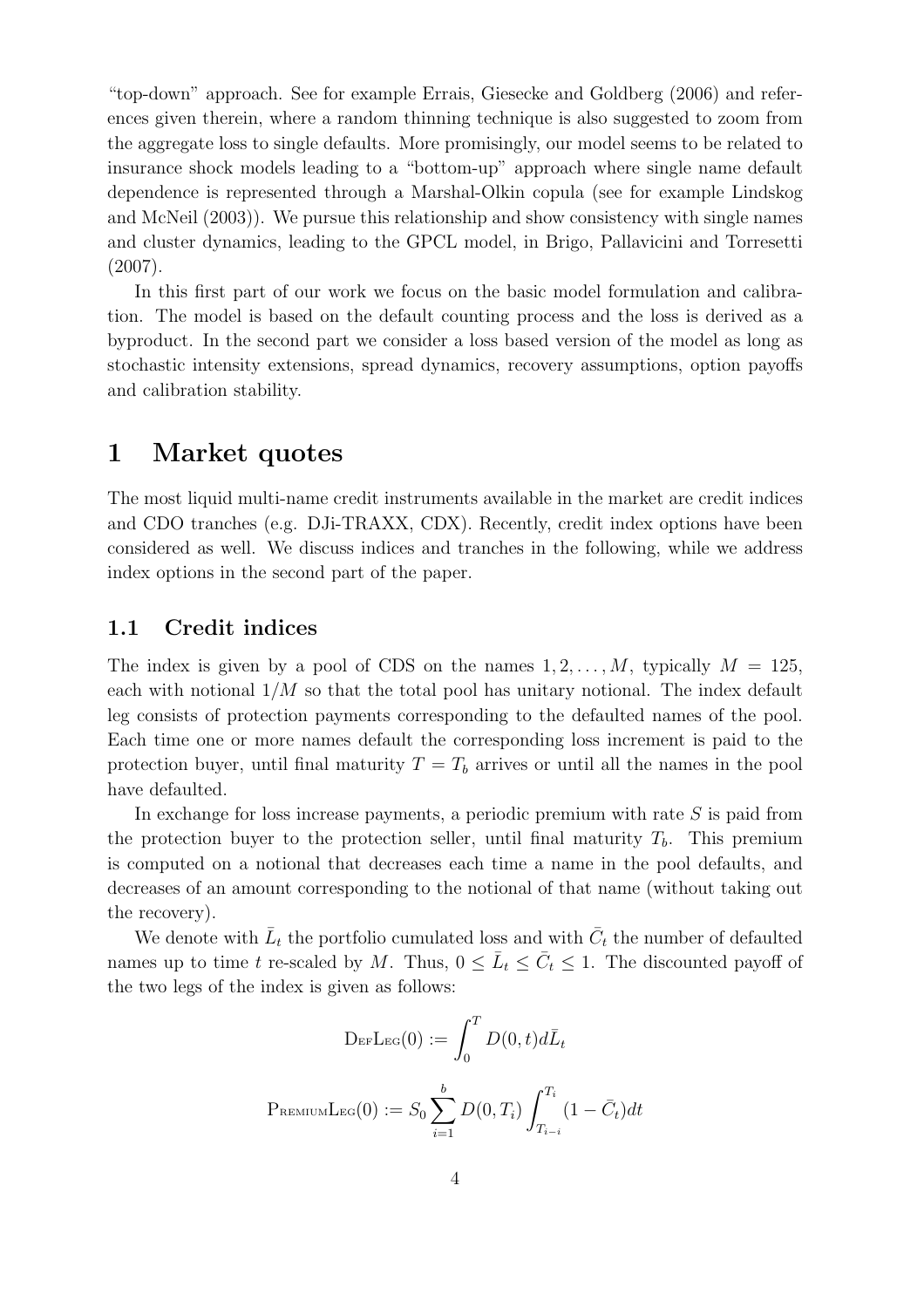"top-down" approach. See for example Errais, Giesecke and Goldberg (2006) and references given therein, where a random thinning technique is also suggested to zoom from the aggregate loss to single defaults. More promisingly, our model seems to be related to insurance shock models leading to a "bottom-up" approach where single name default dependence is represented through a Marshal-Olkin copula (see for example Lindskog and McNeil (2003)). We pursue this relationship and show consistency with single names and cluster dynamics, leading to the GPCL model, in Brigo, Pallavicini and Torresetti (2007).

In this first part of our work we focus on the basic model formulation and calibration. The model is based on the default counting process and the loss is derived as a byproduct. In the second part we consider a loss based version of the model as long as stochastic intensity extensions, spread dynamics, recovery assumptions, option payoffs and calibration stability.

# 1 Market quotes

The most liquid multi-name credit instruments available in the market are credit indices and CDO tranches (e.g. DJi-TRAXX, CDX). Recently, credit index options have been considered as well. We discuss indices and tranches in the following, while we address index options in the second part of the paper.

## 1.1 Credit indices

The index is given by a pool of CDS on the names $1, 2, \ldots, M$, typically $M = 125$, each with notional $1/M$ so that the total pool has unitary notional. The index default leg consists of protection payments corresponding to the defaulted names of the pool. Each time one or more names default the corresponding loss increment is paid to the protection buyer, until final maturity $T = T_b$ arrives or until all the names in the pool have defaulted.

In exchange for loss increase payments, a periodic premium with rate $S$ is paid from the protection buyer to the protection seller, until final maturity $T_b$. This premium is computed on a notional that decreases each time a name in the pool defaults, and decreases of an amount corresponding to the notional of that name (without taking out the recovery).

We denote with $\bar{L}_t$ the portfolio cumulated loss and with $\bar{C}_t$ the number of defaulted names up to time $t$ re-scaled by $M$. Thus, $0 \leq \bar{L}_t \leq \bar{C}_t \leq 1$. The discounted payoff of the two legs of the index is given as follows:

$$\textsc{DefLeg}(0) := \int_0^T D(0,t) d\bar{L}_t$$

$$\textsc{PremiumLeg}(0) := S_0 \sum_{i=1}^{b} D(0,T_i) \int_{T_{i-i}}^{T_i} (1 - \bar{C}_t) dt$$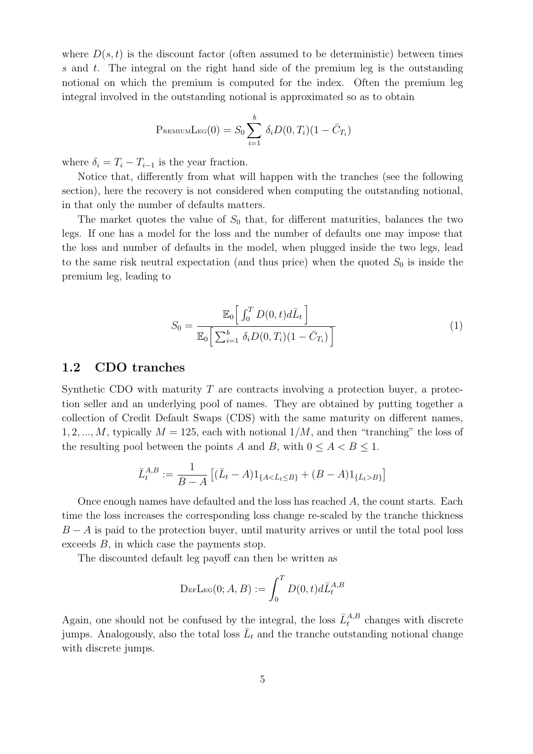where $D(s,t)$ is the discount factor (often assumed to be deterministic) between times $s$ and $t$. The integral on the right hand side of the premium leg is the outstanding notional on which the premium is computed for the index. Often the premium leg integral involved in the outstanding notional is approximated so as to obtain

$$\text{PremiumLeg}(0) = S_0 \sum_{i=1}^{b} \delta_i D(0,T_i)(1 - \bar{C}_{T_i})$$

where $\delta_i = T_i - T_{i-1}$ is the year fraction.

Notice that, differently from what will happen with the tranches (see the following section), here the recovery is not considered when computing the outstanding notional, in that only the number of defaults matters.

The market quotes the value of $S_0$ that, for different maturities, balances the two legs. If one has a model for the loss and the number of defaults one may impose that the loss and number of defaults in the model, when plugged inside the two legs, lead to the same risk neutral expectation (and thus price) when the quoted $S_0$ is inside the premium leg, leading to

$$S_0 = \frac{\mathbb{E}_0\Big[\int_0^T D(0,t) d\bar{L}_t\Big]}{\mathbb{E}_0\Big[\sum_{i=1}^{b} \delta_i D(0,T_i)(1 - \bar{C}_{T_i})\Big]} \tag{1}$$

## 1.2 CDO tranches

Synthetic CDO with maturity $T$ are contracts involving a protection buyer, a protection seller and an underlying pool of names. They are obtained by putting together a collection of Credit Default Swaps (CDS) with the same maturity on different names, $1, 2, ..., M$, typically $M = 125$, each with notional $1/M$, and then "tranching" the loss of the resulting pool between the points $A$ and $B$, with $0 \leq A < B \leq 1$.

$$\bar{L}_t^{A,B} := \frac{1}{B-A}\left[(\bar{L}_t - A)1_{\{A<\bar{L}_t\leq B\}} + (B-A)1_{\{\bar{L}_t > B\}}\right]$$

Once enough names have defaulted and the loss has reached $A$, the count starts. Each time the loss increases the corresponding loss change re-scaled by the tranche thickness $B - A$ is paid to the protection buyer, until maturity arrives or until the total pool loss exceeds $B$, in which case the payments stop.

The discounted default leg payoff can then be written as

$$\text{DefLeg}(0; A, B) := \int_0^T D(0,t) d\bar{L}_t^{A,B}$$

Again, one should not be confused by the integral, the loss $\bar{L}_t^{A,B}$ changes with discrete jumps. Analogously, also the total loss $\bar{L}_t$ and the tranche outstanding notional change with discrete jumps.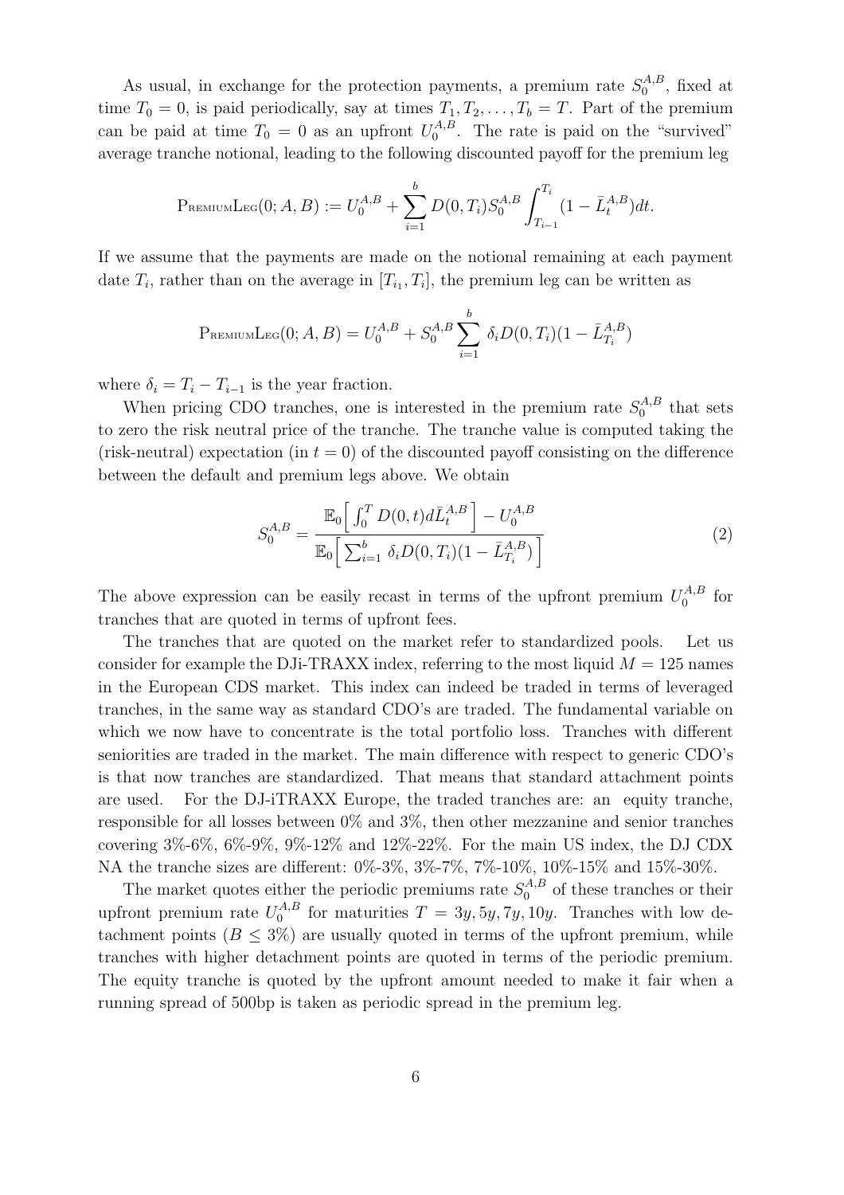As usual, in exchange for the protection payments, a premium rate $S_0^{A,B}$, fixed at time $T_0 = 0$, is paid periodically, say at times $T_1, T_2, \ldots, T_b = T$. Part of the premium can be paid at time $T_0 = 0$ as an upfront $U_0^{A,B}$. The rate is paid on the "survived" average tranche notional, leading to the following discounted payoff for the premium leg

$$\text{PremiumLeg}(0; A, B) := U_0^{A,B} + \sum_{i=1}^{b} D(0, T_i) S_0^{A,B} \int_{T_{i-1}}^{T_i} (1 - \bar{L}_t^{A,B}) dt.$$

If we assume that the payments are made on the notional remaining at each payment date $T_i$, rather than on the average in $[T_{i_1}, T_i]$, the premium leg can be written as

$$\text{PremiumLeg}(0; A, B) = U_0^{A,B} + S_0^{A,B} \sum_{i=1}^{b} \delta_i D(0, T_i)(1 - \bar{L}_{T_i}^{A,B})$$

where $\delta_i = T_i - T_{i-1}$ is the year fraction.

When pricing CDO tranches, one is interested in the premium rate $S_0^{A,B}$ that sets to zero the risk neutral price of the tranche. The tranche value is computed taking the (risk-neutral) expectation (in $t = 0$) of the discounted payoff consisting on the difference between the default and premium legs above. We obtain

$$S_0^{A,B} = \frac{\mathbb{E}_0\Big[\int_0^T D(0,t) d\bar{L}_t^{A,B}\Big] - U_0^{A,B}}{\mathbb{E}_0\Big[\sum_{i=1}^{b} \delta_i D(0, T_i)(1 - \bar{L}_{T_i}^{A,B})\Big]} \tag{2}$$

The above expression can be easily recast in terms of the upfront premium $U_0^{A,B}$ for tranches that are quoted in terms of upfront fees.

The tranches that are quoted on the market refer to standardized pools. Let us consider for example the DJi-TRAXX index, referring to the most liquid $M = 125$ names in the European CDS market. This index can indeed be traded in terms of leveraged tranches, in the same way as standard CDO's are traded. The fundamental variable on which we now have to concentrate is the total portfolio loss. Tranches with different seniorities are traded in the market. The main difference with respect to generic CDO's is that now tranches are standardized. That means that standard attachment points are used. For the DJ-iTRAXX Europe, the traded tranches are: an equity tranche, responsible for all losses between 0% and 3%, then other mezzanine and senior tranches covering 3%-6%, 6%-9%, 9%-12% and 12%-22%. For the main US index, the DJ CDX NA the tranche sizes are different: 0%-3%, 3%-7%, 7%-10%, 10%-15% and 15%-30%.

The market quotes either the periodic premiums rate $S_0^{A,B}$ of these tranches or their upfront premium rate $U_0^{A,B}$ for maturities $T = 3y, 5y, 7y, 10y$. Tranches with low detachment points ($B \leq 3\%$) are usually quoted in terms of the upfront premium, while tranches with higher detachment points are quoted in terms of the periodic premium. The equity tranche is quoted by the upfront amount needed to make it fair when a running spread of 500bp is taken as periodic spread in the premium leg.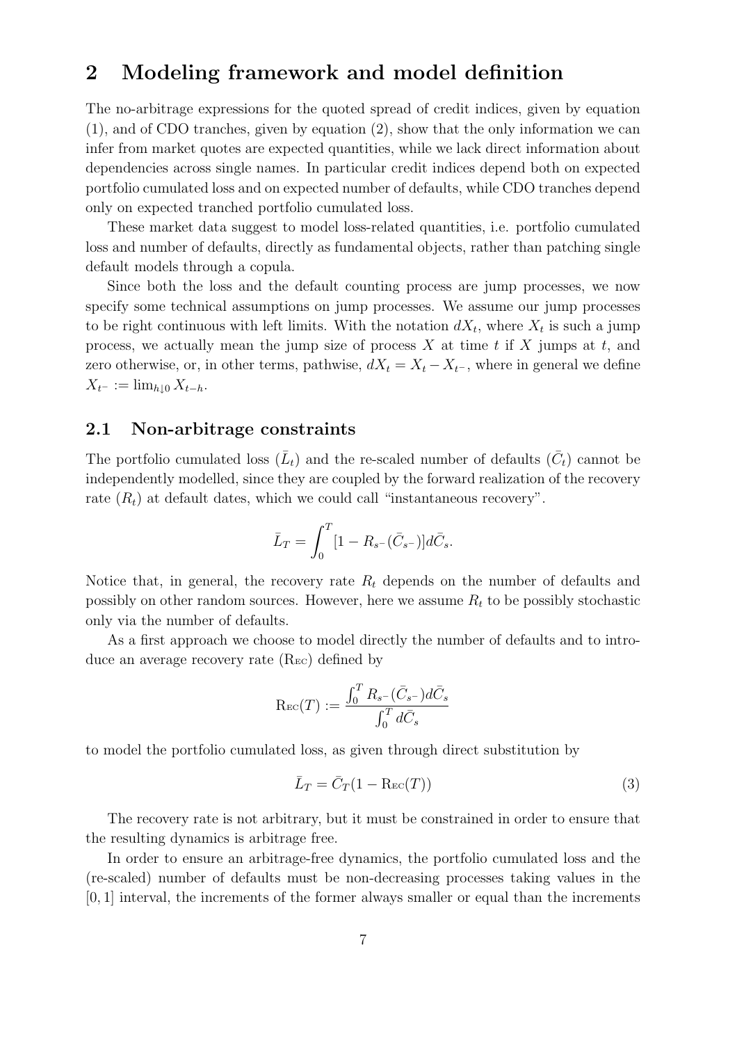# 2 Modeling framework and model definition

The no-arbitrage expressions for the quoted spread of credit indices, given by equation (1), and of CDO tranches, given by equation (2), show that the only information we can infer from market quotes are expected quantities, while we lack direct information about dependencies across single names. In particular credit indices depend both on expected portfolio cumulated loss and on expected number of defaults, while CDO tranches depend only on expected tranched portfolio cumulated loss.

These market data suggest to model loss-related quantities, i.e. portfolio cumulated loss and number of defaults, directly as fundamental objects, rather than patching single default models through a copula.

Since both the loss and the default counting process are jump processes, we now specify some technical assumptions on jump processes. We assume our jump processes to be right continuous with left limits. With the notation $dX_t$, where $X_t$ is such a jump process, we actually mean the jump size of process $X$ at time $t$ if $X$ jumps at $t$, and zero otherwise, or, in other terms, pathwise, $dX_t = X_t - X_{t^-}$, where in general we define $X_{t^-} := \lim_{h \downarrow 0} X_{t-h}$.

## 2.1 Non-arbitrage constraints

The portfolio cumulated loss ($\bar{L}_t$) and the re-scaled number of defaults ($\bar{C}_t$) cannot be independently modelled, since they are coupled by the forward realization of the recovery rate ($R_t$) at default dates, which we could call "instantaneous recovery".

$$\bar{L}_T = \int_0^T [1 - R_{s^-}(\bar{C}_{s^-})] d\bar{C}_s.$$

Notice that, in general, the recovery rate $R_t$ depends on the number of defaults and possibly on other random sources. However, here we assume $R_t$ to be possibly stochastic only via the number of defaults.

As a first approach we choose to model directly the number of defaults and to introduce an average recovery rate ($\mathrm{R_{EC}}$) defined by

$$\mathrm{R_{EC}}(T) := \frac{\int_0^T R_{s^-}(\bar{C}_{s^-}) d\bar{C}_s}{\int_0^T d\bar{C}_s}$$

to model the portfolio cumulated loss, as given through direct substitution by

$$\bar{L}_T = \bar{C}_T (1 - \mathrm{R_{EC}}(T)) \tag{3}$$

The recovery rate is not arbitrary, but it must be constrained in order to ensure that the resulting dynamics is arbitrage free.

In order to ensure an arbitrage-free dynamics, the portfolio cumulated loss and the (re-scaled) number of defaults must be non-decreasing processes taking values in the $[0, 1]$ interval, the increments of the former always smaller or equal than the increments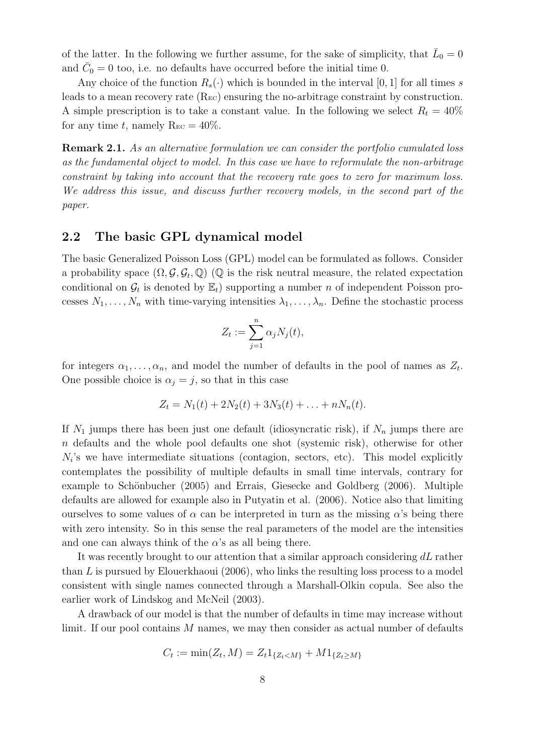of the latter. In the following we further assume, for the sake of simplicity, that $\bar{L}_0 = 0$ and $\bar{C}_0 = 0$ too, i.e. no defaults have occurred before the initial time 0.

Any choice of the function $R_s(\cdot)$ which is bounded in the interval $[0, 1]$ for all times $s$ leads to a mean recovery rate (REC) ensuring the no-arbitrage constraint by construction. A simple prescription is to take a constant value. In the following we select $R_t = 40\%$ for any time $t$, namely REC $= 40\%$.

**Remark 2.1.** *As an alternative formulation we can consider the portfolio cumulated loss as the fundamental object to model. In this case we have to reformulate the non-arbitrage constraint by taking into account that the recovery rate goes to zero for maximum loss. We address this issue, and discuss further recovery models, in the second part of the paper.*

## 2.2 The basic GPL dynamical model

The basic Generalized Poisson Loss (GPL) model can be formulated as follows. Consider a probability space $(\Omega, \mathcal{G}, \mathcal{G}_t, \mathbb{Q})$ ($\mathbb{Q}$ is the risk neutral measure, the related expectation conditional on $\mathcal{G}_t$ is denoted by $\mathbb{E}_t$) supporting a number $n$ of independent Poisson processes $N_1, \ldots, N_n$ with time-varying intensities $\lambda_1, \ldots, \lambda_n$. Define the stochastic process

$$Z_t := \sum_{j=1}^{n} \alpha_j N_j(t),$$

for integers $\alpha_1, \ldots, \alpha_n$, and model the number of defaults in the pool of names as $Z_t$. One possible choice is $\alpha_j = j$, so that in this case

$$Z_t = N_1(t) + 2N_2(t) + 3N_3(t) + \ldots + nN_n(t).$$

If $N_1$ jumps there has been just one default (idiosyncratic risk), if $N_n$ jumps there are $n$ defaults and the whole pool defaults one shot (systemic risk), otherwise for other $N_i$'s we have intermediate situations (contagion, sectors, etc). This model explicitly contemplates the possibility of multiple defaults in small time intervals, contrary for example to Schönbucher (2005) and Errais, Giesecke and Goldberg (2006). Multiple defaults are allowed for example also in Putyatin et al. (2006). Notice also that limiting ourselves to some values of $\alpha$ can be interpreted in turn as the missing $\alpha$'s being there with zero intensity. So in this sense the real parameters of the model are the intensities and one can always think of the $\alpha$'s as all being there.

It was recently brought to our attention that a similar approach considering $dL$ rather than $L$ is pursued by Elouerkhaoui (2006), who links the resulting loss process to a model consistent with single names connected through a Marshall-Olkin copula. See also the earlier work of Lindskog and McNeil (2003).

A drawback of our model is that the number of defaults in time may increase without limit. If our pool contains $M$ names, we may then consider as actual number of defaults

$$C_t := \min(Z_t, M) = Z_t 1_{\{Z_t < M\}} + M 1_{\{Z_t \geq M\}}$$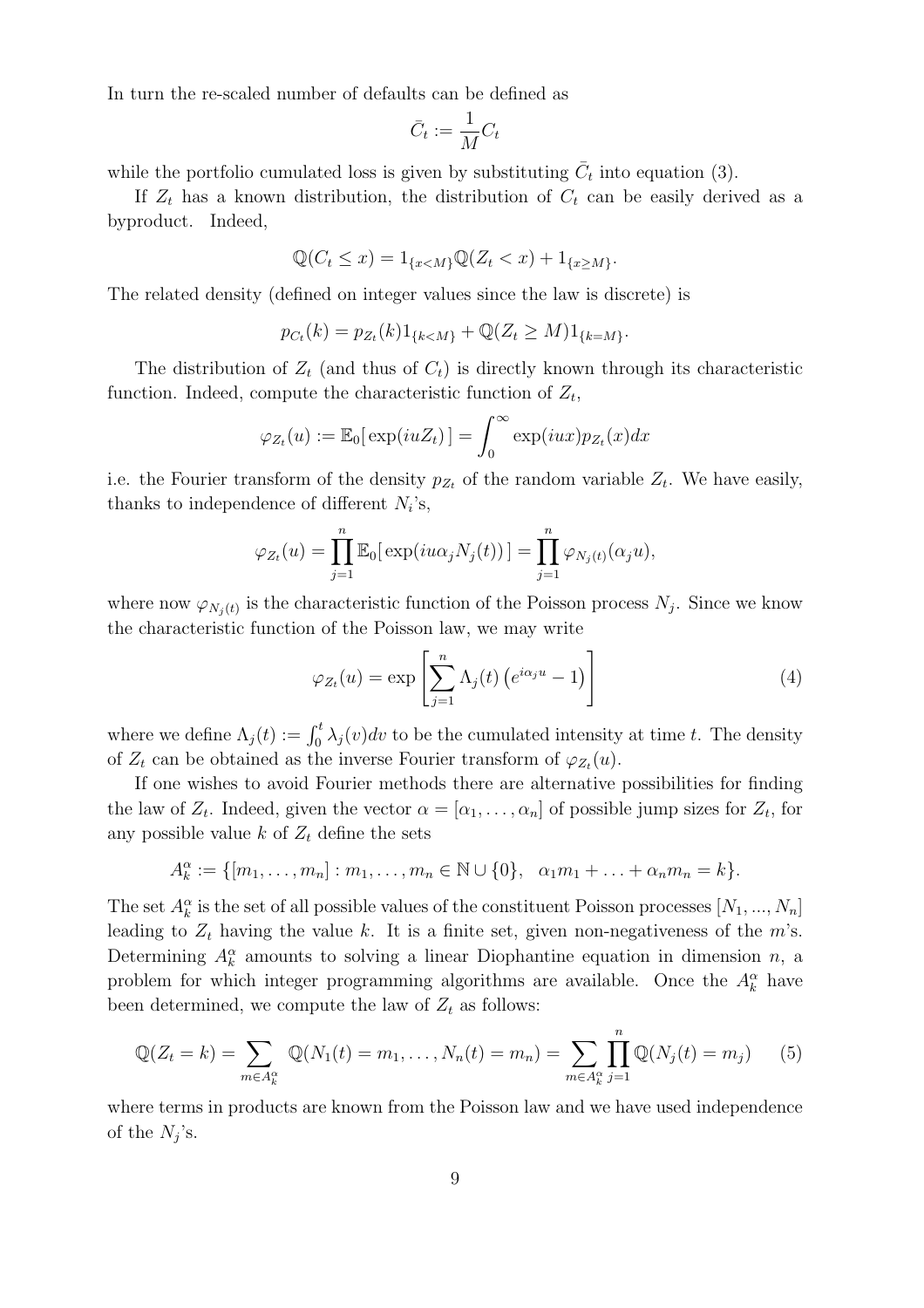In turn the re-scaled number of defaults can be defined as

$$\bar{C}_t := \frac{1}{M} C_t$$

while the portfolio cumulated loss is given by substituting $\bar{C}_t$ into equation (3).

If $Z_t$ has a known distribution, the distribution of $C_t$ can be easily derived as a byproduct. Indeed,

$$\mathbb{Q}(C_t \leq x) = 1_{\{x<M\}} \mathbb{Q}(Z_t < x) + 1_{\{x \geq M\}}.$$

The related density (defined on integer values since the law is discrete) is

$$p_{C_t}(k) = p_{Z_t}(k) 1_{\{k<M\}} + \mathbb{Q}(Z_t \geq M) 1_{\{k=M\}}.$$

The distribution of $Z_t$ (and thus of $C_t$) is directly known through its characteristic function. Indeed, compute the characteristic function of $Z_t$,

$$\varphi_{Z_t}(u) := \mathbb{E}_0[\exp(iuZ_t)] = \int_0^\infty \exp(iux) p_{Z_t}(x) dx$$

i.e. the Fourier transform of the density $p_{Z_t}$ of the random variable $Z_t$. We have easily, thanks to independence of different $N_i$'s,

$$\varphi_{Z_t}(u) = \prod_{j=1}^n \mathbb{E}_0[\exp(iu\alpha_j N_j(t))] = \prod_{j=1}^n \varphi_{N_j(t)}(\alpha_j u),$$

where now $\varphi_{N_j(t)}$ is the characteristic function of the Poisson process $N_j$. Since we know the characteristic function of the Poisson law, we may write

$$\varphi_{Z_t}(u) = \exp\left[\sum_{j=1}^n \Lambda_j(t) \left(e^{i\alpha_j u} - 1\right)\right] \tag{4}$$

where we define $\Lambda_j(t) := \int_0^t \lambda_j(v) dv$ to be the cumulated intensity at time $t$. The density of $Z_t$ can be obtained as the inverse Fourier transform of $\varphi_{Z_t}(u)$.

If one wishes to avoid Fourier methods there are alternative possibilities for finding the law of $Z_t$. Indeed, given the vector $\alpha = [\alpha_1, \ldots, \alpha_n]$ of possible jump sizes for $Z_t$, for any possible value $k$ of $Z_t$ define the sets

$$A_k^\alpha := \{[m_1, \ldots, m_n] : m_1, \ldots, m_n \in \mathbb{N} \cup \{0\}, \quad \alpha_1 m_1 + \ldots + \alpha_n m_n = k\}.$$

The set $A_k^\alpha$ is the set of all possible values of the constituent Poisson processes $[N_1, ..., N_n]$ leading to $Z_t$ having the value $k$. It is a finite set, given non-negativeness of the $m$'s. Determining $A_k^\alpha$ amounts to solving a linear Diophantine equation in dimension $n$, a problem for which integer programming algorithms are available. Once the $A_k^\alpha$ have been determined, we compute the law of $Z_t$ as follows:

$$\mathbb{Q}(Z_t = k) = \sum_{m \in A_k^\alpha} \mathbb{Q}(N_1(t) = m_1, \ldots, N_n(t) = m_n) = \sum_{m \in A_k^\alpha} \prod_{j=1}^n \mathbb{Q}(N_j(t) = m_j) \tag{5}$$

where terms in products are known from the Poisson law and we have used independence of the $N_j$'s.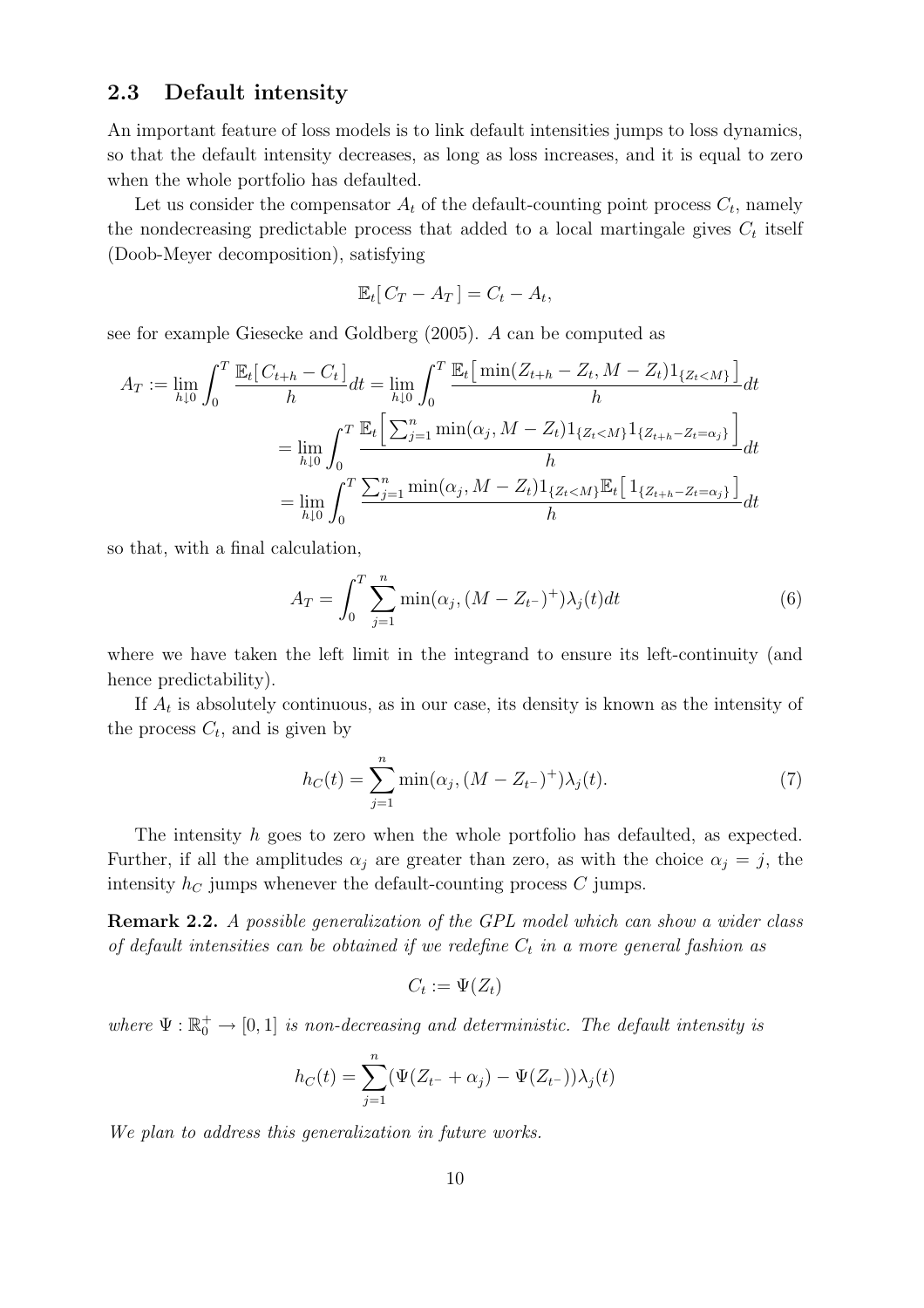### 2.3 Default intensity

An important feature of loss models is to link default intensities jumps to loss dynamics, so that the default intensity decreases, as long as loss increases, and it is equal to zero when the whole portfolio has defaulted.

Let us consider the compensator $A_t$ of the default-counting point process $C_t$, namely the nondecreasing predictable process that added to a local martingale gives $C_t$ itself (Doob-Meyer decomposition), satisfying

$$\mathbb{E}_t[\, C_T - A_T \,] = C_t - A_t,$$

see for example Giesecke and Goldberg (2005). $A$ can be computed as

$$\begin{aligned}
A_T := \lim_{h \downarrow 0} \int_0^T \frac{\mathbb{E}_t[\, C_{t+h} - C_t \,]}{h} dt &= \lim_{h \downarrow 0} \int_0^T \frac{\mathbb{E}_t\big[\, \min(Z_{t+h} - Z_t, M - Z_t) 1_{\{Z_t < M\}} \,\big]}{h} dt \\
&= \lim_{h \downarrow 0} \int_0^T \frac{\mathbb{E}_t\Big[\, \sum_{j=1}^n \min(\alpha_j, M - Z_t) 1_{\{Z_t < M\}} 1_{\{Z_{t+h} - Z_t = \alpha_j\}} \,\Big]}{h} dt \\
&= \lim_{h \downarrow 0} \int_0^T \frac{\sum_{j=1}^n \min(\alpha_j, M - Z_t) 1_{\{Z_t < M\}} \mathbb{E}_t\big[\, 1_{\{Z_{t+h} - Z_t = \alpha_j\}} \,\big]}{h} dt
\end{aligned}$$

so that, with a final calculation,

$$A_T = \int_0^T \sum_{j=1}^n \min(\alpha_j, (M - Z_{t^-})^+) \lambda_j(t) dt \tag{6}$$

where we have taken the left limit in the integrand to ensure its left-continuity (and hence predictability).

If $A_t$ is absolutely continuous, as in our case, its density is known as the intensity of the process $C_t$, and is given by

$$h_C(t) = \sum_{j=1}^n \min(\alpha_j, (M - Z_{t^-})^+) \lambda_j(t). \tag{7}$$

The intensity $h$ goes to zero when the whole portfolio has defaulted, as expected. Further, if all the amplitudes $\alpha_j$ are greater than zero, as with the choice $\alpha_j = j$, the intensity $h_C$ jumps whenever the default-counting process $C$ jumps.

**Remark 2.2.** *A possible generalization of the GPL model which can show a wider class of default intensities can be obtained if we redefine $C_t$ in a more general fashion as*

$$C_t := \Psi(Z_t)$$

*where $\Psi : \mathbb{R}_0^+ \to [0, 1]$ is non-decreasing and deterministic. The default intensity is*

$$h_C(t) = \sum_{j=1}^n (\Psi(Z_{t^-} + \alpha_j) - \Psi(Z_{t^-})) \lambda_j(t)$$

*We plan to address this generalization in future works.*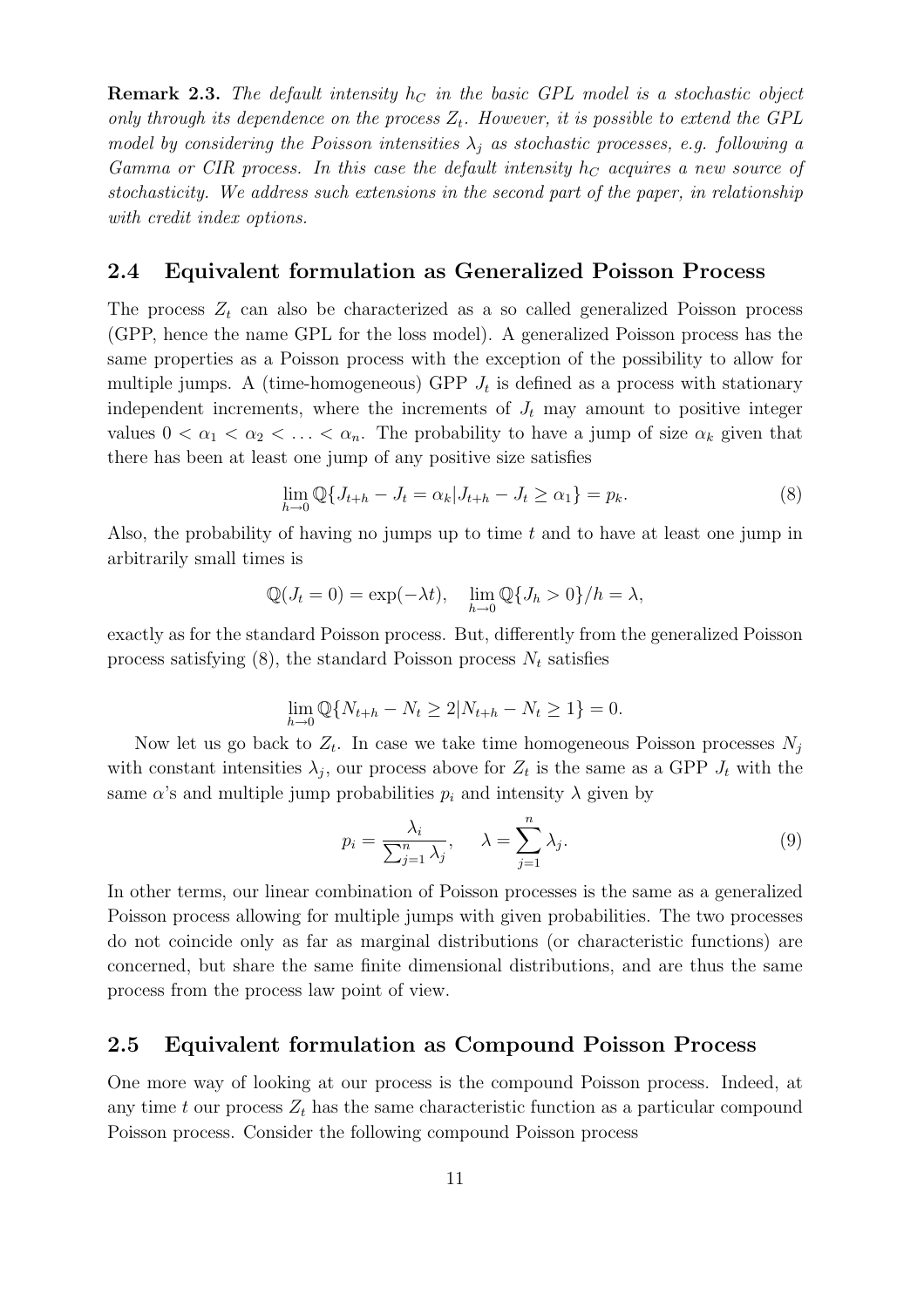**Remark 2.3.** *The default intensity $h_C$ in the basic GPL model is a stochastic object only through its dependence on the process $Z_t$. However, it is possible to extend the GPL model by considering the Poisson intensities $\lambda_j$ as stochastic processes, e.g. following a Gamma or CIR process. In this case the default intensity $h_C$ acquires a new source of stochasticity. We address such extensions in the second part of the paper, in relationship with credit index options.*

## 2.4 Equivalent formulation as Generalized Poisson Process

The process $Z_t$ can also be characterized as a so called generalized Poisson process (GPP, hence the name GPL for the loss model). A generalized Poisson process has the same properties as a Poisson process with the exception of the possibility to allow for multiple jumps. A (time-homogeneous) GPP $J_t$ is defined as a process with stationary independent increments, where the increments of $J_t$ may amount to positive integer values $0 < \alpha_1 < \alpha_2 < \ldots < \alpha_n$. The probability to have a jump of size $\alpha_k$ given that there has been at least one jump of any positive size satisfies

$$\lim_{h \to 0} \mathbb{Q}\{J_{t+h} - J_t = \alpha_k | J_{t+h} - J_t \geq \alpha_1\} = p_k. \tag{8}$$

Also, the probability of having no jumps up to time $t$ and to have at least one jump in arbitrarily small times is

$$\mathbb{Q}(J_t = 0) = \exp(-\lambda t), \quad \lim_{h \to 0} \mathbb{Q}\{J_h > 0\}/h = \lambda,$$

exactly as for the standard Poisson process. But, differently from the generalized Poisson process satisfying (8), the standard Poisson process $N_t$ satisfies

$$\lim_{h \to 0} \mathbb{Q}\{N_{t+h} - N_t \geq 2 | N_{t+h} - N_t \geq 1\} = 0.$$

Now let us go back to $Z_t$. In case we take time homogeneous Poisson processes $N_j$ with constant intensities $\lambda_j$, our process above for $Z_t$ is the same as a GPP $J_t$ with the same $\alpha$'s and multiple jump probabilities $p_i$ and intensity $\lambda$ given by

$$p_i = \frac{\lambda_i}{\sum_{j=1}^{n} \lambda_j}, \qquad \lambda = \sum_{j=1}^{n} \lambda_j. \tag{9}$$

In other terms, our linear combination of Poisson processes is the same as a generalized Poisson process allowing for multiple jumps with given probabilities. The two processes do not coincide only as far as marginal distributions (or characteristic functions) are concerned, but share the same finite dimensional distributions, and are thus the same process from the process law point of view.

## 2.5 Equivalent formulation as Compound Poisson Process

One more way of looking at our process is the compound Poisson process. Indeed, at any time $t$ our process $Z_t$ has the same characteristic function as a particular compound Poisson process. Consider the following compound Poisson process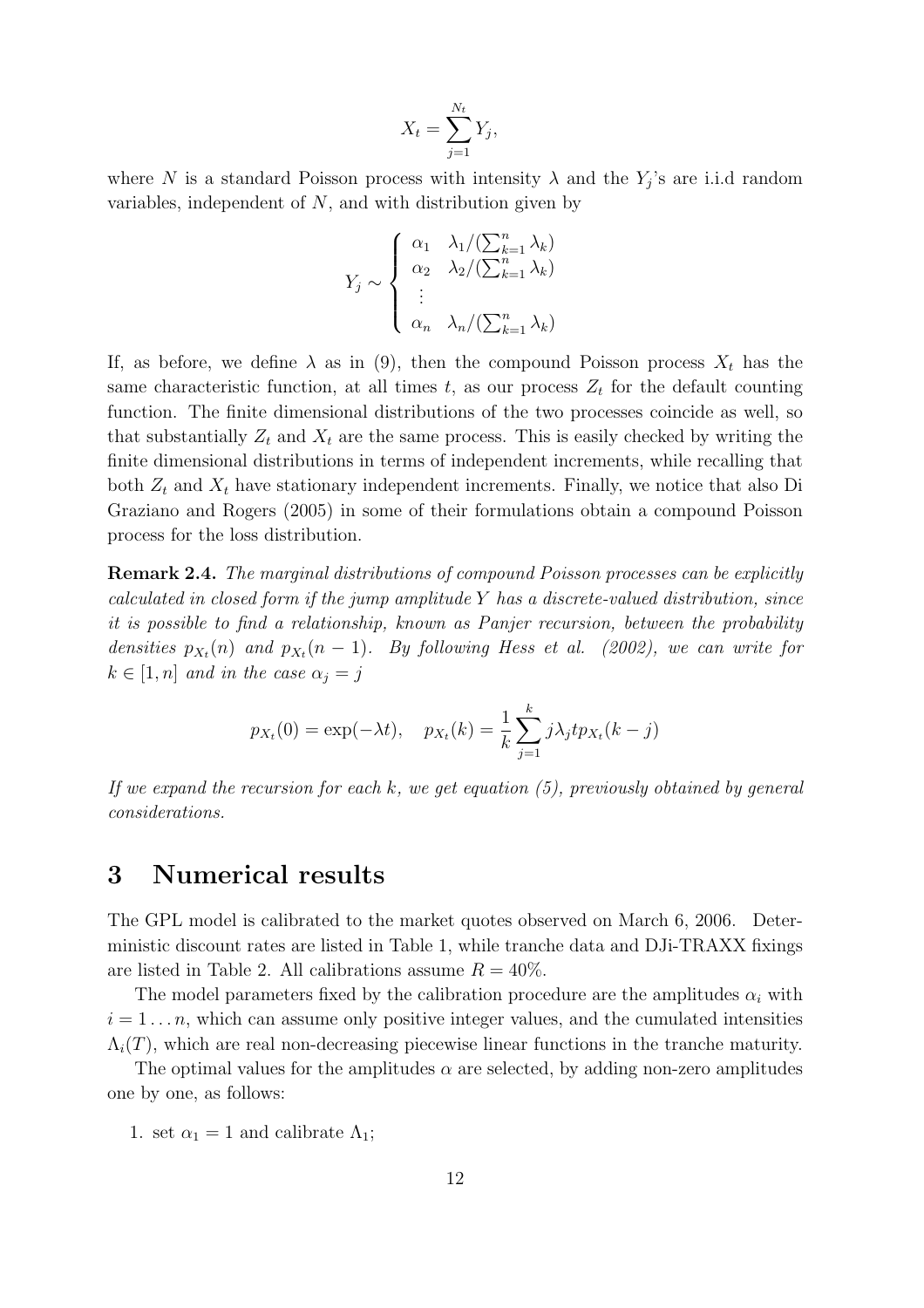$$X_t = \sum_{j=1}^{N_t} Y_j,$$

where $N$ is a standard Poisson process with intensity $\lambda$ and the $Y_j$'s are i.i.d random variables, independent of $N$, and with distribution given by

$$Y_j \sim \begin{cases} \alpha_1 & \lambda_1/(\sum_{k=1}^n \lambda_k) \\ \alpha_2 & \lambda_2/(\sum_{k=1}^n \lambda_k) \\ \vdots & \\ \alpha_n & \lambda_n/(\sum_{k=1}^n \lambda_k) \end{cases}$$

If, as before, we define $\lambda$ as in (9), then the compound Poisson process $X_t$ has the same characteristic function, at all times $t$, as our process $Z_t$ for the default counting function. The finite dimensional distributions of the two processes coincide as well, so that substantially $Z_t$ and $X_t$ are the same process. This is easily checked by writing the finite dimensional distributions in terms of independent increments, while recalling that both $Z_t$ and $X_t$ have stationary independent increments. Finally, we notice that also Di Graziano and Rogers (2005) in some of their formulations obtain a compound Poisson process for the loss distribution.

**Remark 2.4.** *The marginal distributions of compound Poisson processes can be explicitly calculated in closed form if the jump amplitude $Y$ has a discrete-valued distribution, since it is possible to find a relationship, known as Panjer recursion, between the probability densities $p_{X_t}(n)$ and $p_{X_t}(n-1)$. By following Hess et al. (2002), we can write for $k \in [1, n]$ and in the case $\alpha_j = j$*

$$p_{X_t}(0) = \exp(-\lambda t), \quad p_{X_t}(k) = \frac{1}{k} \sum_{j=1}^{k} j \lambda_j t p_{X_t}(k-j)$$

*If we expand the recursion for each $k$, we get equation (5), previously obtained by general considerations.*

# 3 Numerical results

The GPL model is calibrated to the market quotes observed on March 6, 2006. Deterministic discount rates are listed in Table 1, while tranche data and DJi-TRAXX fixings are listed in Table 2. All calibrations assume $R = 40\%$.

The model parameters fixed by the calibration procedure are the amplitudes $\alpha_i$ with $i = 1 \ldots n$, which can assume only positive integer values, and the cumulated intensities $\Lambda_i(T)$, which are real non-decreasing piecewise linear functions in the tranche maturity.

The optimal values for the amplitudes $\alpha$ are selected, by adding non-zero amplitudes one by one, as follows:

1. set $\alpha_1 = 1$ and calibrate $\Lambda_1$;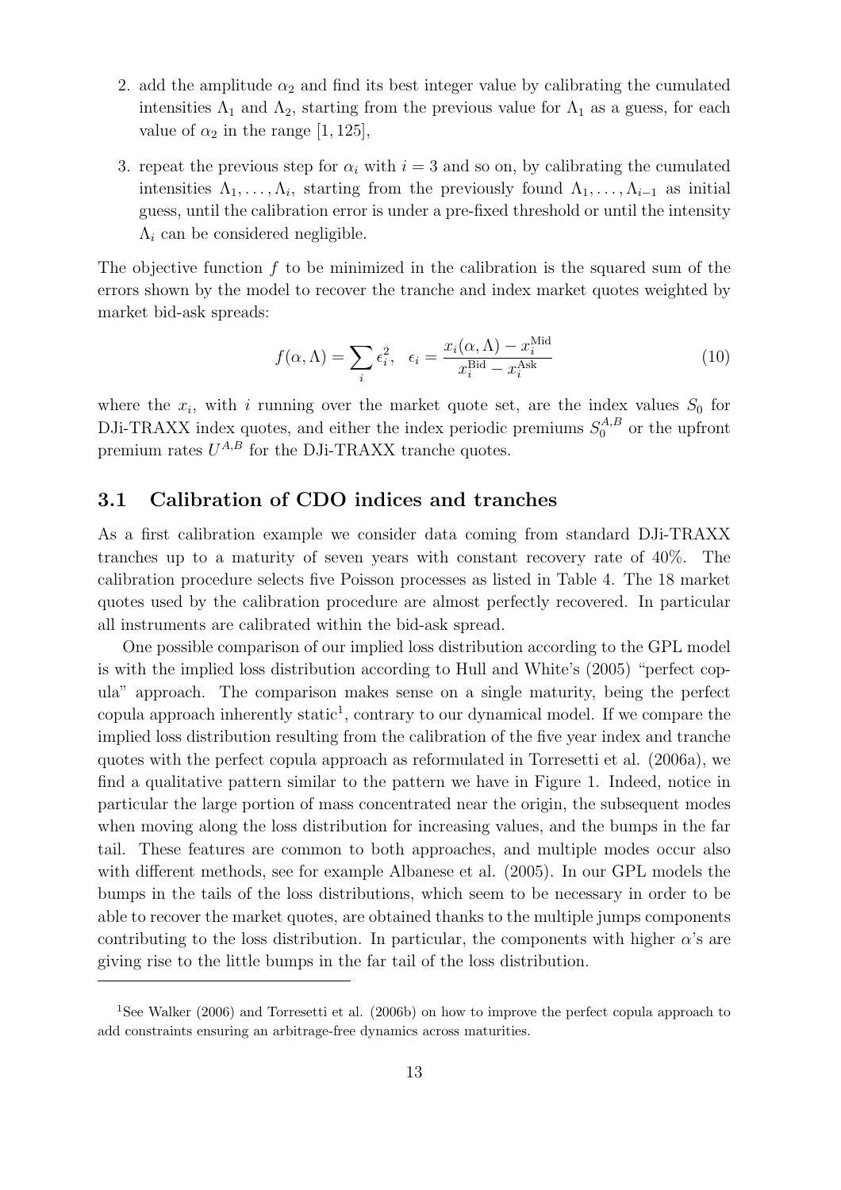2. add the amplitude $\alpha_2$ and find its best integer value by calibrating the cumulated intensities $\Lambda_1$ and $\Lambda_2$, starting from the previous value for $\Lambda_1$ as a guess, for each value of $\alpha_2$ in the range $[1, 125]$,
3. repeat the previous step for $\alpha_i$ with $i = 3$ and so on, by calibrating the cumulated intensities $\Lambda_1, \ldots, \Lambda_i$, starting from the previously found $\Lambda_1, \ldots, \Lambda_{i-1}$ as initial guess, until the calibration error is under a pre-fixed threshold or until the intensity $\Lambda_i$ can be considered negligible.

The objective function $f$ to be minimized in the calibration is the squared sum of the errors shown by the model to recover the tranche and index market quotes weighted by market bid-ask spreads:

$$f(\alpha, \Lambda) = \sum_i \epsilon_i^2, \quad \epsilon_i = \frac{x_i(\alpha, \Lambda) - x_i^{\text{Mid}}}{x_i^{\text{Bid}} - x_i^{\text{Ask}}} \tag{10}$$

where the $x_i$, with $i$ running over the market quote set, are the index values $S_0$ for DJi-TRAXX index quotes, and either the index periodic premiums $S_0^{A,B}$ or the upfront premium rates $U^{A,B}$ for the DJi-TRAXX tranche quotes.

## 3.1 Calibration of CDO indices and tranches

As a first calibration example we consider data coming from standard DJi-TRAXX tranches up to a maturity of seven years with constant recovery rate of 40%. The calibration procedure selects five Poisson processes as listed in Table 4. The 18 market quotes used by the calibration procedure are almost perfectly recovered. In particular all instruments are calibrated within the bid-ask spread.

One possible comparison of our implied loss distribution according to the GPL model is with the implied loss distribution according to Hull and White's (2005) "perfect copula" approach. The comparison makes sense on a single maturity, being the perfect copula approach inherently static[1], contrary to our dynamical model. If we compare the implied loss distribution resulting from the calibration of the five year index and tranche quotes with the perfect copula approach as reformulated in Torresetti et al. (2006a), we find a qualitative pattern similar to the pattern we have in Figure 1. Indeed, notice in particular the large portion of mass concentrated near the origin, the subsequent modes when moving along the loss distribution for increasing values, and the bumps in the far tail. These features are common to both approaches, and multiple modes occur also with different methods, see for example Albanese et al. (2005). In our GPL models the bumps in the tails of the loss distributions, which seem to be necessary in order to be able to recover the market quotes, are obtained thanks to the multiple jumps components contributing to the loss distribution. In particular, the components with higher $\alpha$'s are giving rise to the little bumps in the far tail of the loss distribution.

[1] See Walker (2006) and Torresetti et al. (2006b) on how to improve the perfect copula approach to add constraints ensuring an arbitrage-free dynamics across maturities.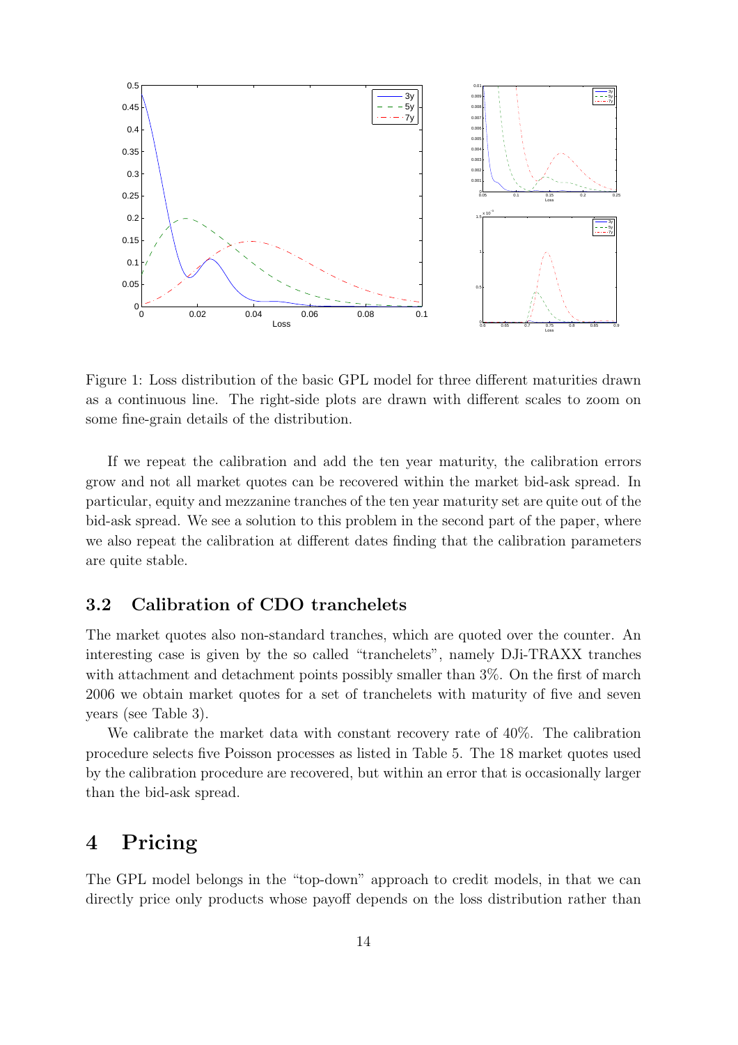Figure 1: Loss distribution of the basic GPL model for three different maturities drawn as a continuous line. The right-side plots are drawn with different scales to zoom on some fine-grain details of the distribution.

If we repeat the calibration and add the ten year maturity, the calibration errors grow and not all market quotes can be recovered within the market bid-ask spread. In particular, equity and mezzanine tranches of the ten year maturity set are quite out of the bid-ask spread. We see a solution to this problem in the second part of the paper, where we also repeat the calibration at different dates finding that the calibration parameters are quite stable.

## 3.2 Calibration of CDO tranchelets

The market quotes also non-standard tranches, which are quoted over the counter. An interesting case is given by the so called "tranchelets", namely DJi-TRAXX tranches with attachment and detachment points possibly smaller than 3%. On the first of march 2006 we obtain market quotes for a set of tranchelets with maturity of five and seven years (see Table 3).

We calibrate the market data with constant recovery rate of 40%. The calibration procedure selects five Poisson processes as listed in Table 5. The 18 market quotes used by the calibration procedure are recovered, but within an error that is occasionally larger than the bid-ask spread.

# 4 Pricing

The GPL model belongs in the "top-down" approach to credit models, in that we can directly price only products whose payoff depends on the loss distribution rather than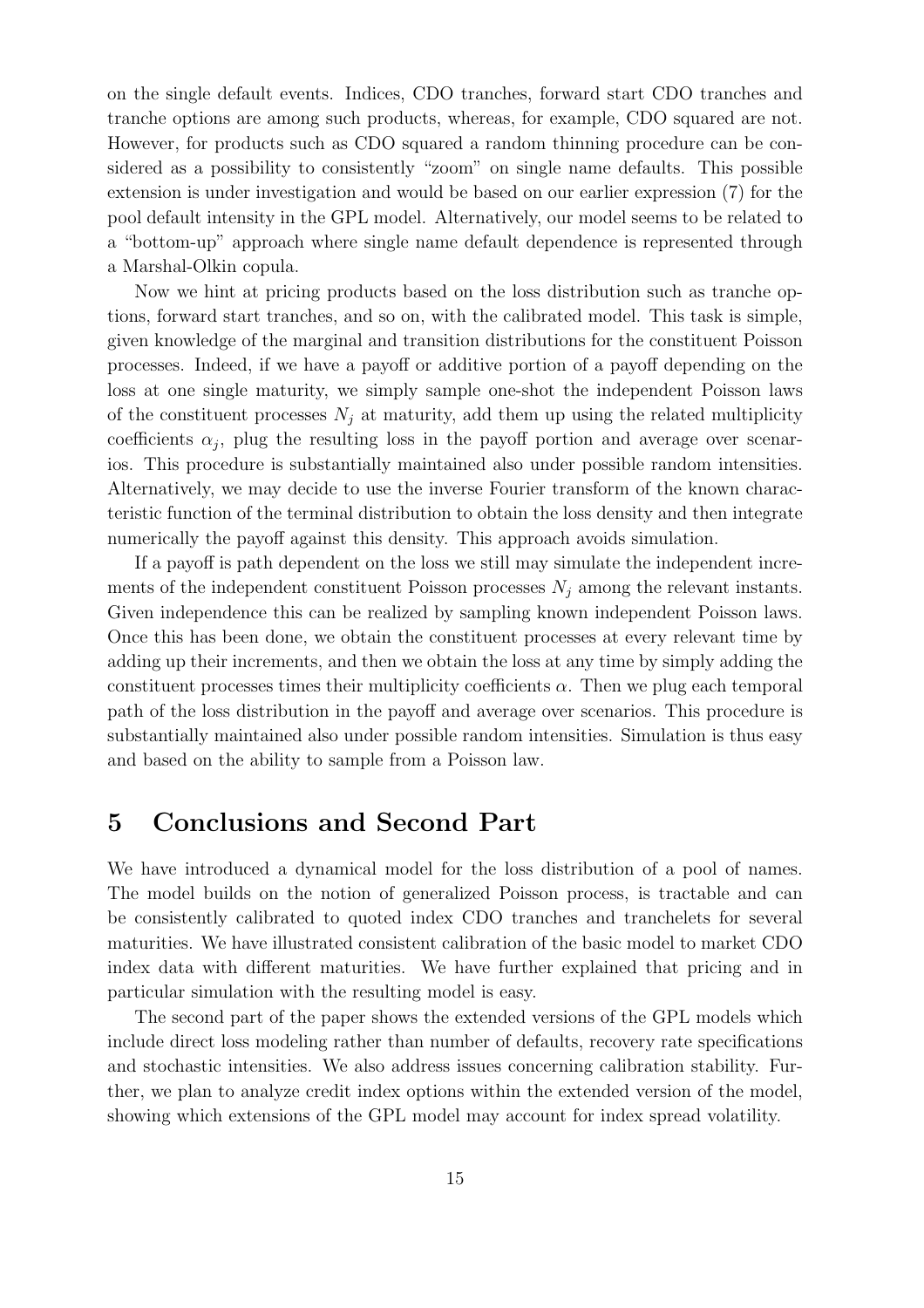on the single default events. Indices, CDO tranches, forward start CDO tranches and tranche options are among such products, whereas, for example, CDO squared are not. However, for products such as CDO squared a random thinning procedure can be considered as a possibility to consistently "zoom" on single name defaults. This possible extension is under investigation and would be based on our earlier expression (7) for the pool default intensity in the GPL model. Alternatively, our model seems to be related to a "bottom-up" approach where single name default dependence is represented through a Marshal-Olkin copula.

Now we hint at pricing products based on the loss distribution such as tranche options, forward start tranches, and so on, with the calibrated model. This task is simple, given knowledge of the marginal and transition distributions for the constituent Poisson processes. Indeed, if we have a payoff or additive portion of a payoff depending on the loss at one single maturity, we simply sample one-shot the independent Poisson laws of the constituent processes $N_j$ at maturity, add them up using the related multiplicity coefficients $\alpha_j$, plug the resulting loss in the payoff portion and average over scenarios. This procedure is substantially maintained also under possible random intensities. Alternatively, we may decide to use the inverse Fourier transform of the known characteristic function of the terminal distribution to obtain the loss density and then integrate numerically the payoff against this density. This approach avoids simulation.

If a payoff is path dependent on the loss we still may simulate the independent increments of the independent constituent Poisson processes $N_j$ among the relevant instants. Given independence this can be realized by sampling known independent Poisson laws. Once this has been done, we obtain the constituent processes at every relevant time by adding up their increments, and then we obtain the loss at any time by simply adding the constituent processes times their multiplicity coefficients $\alpha$. Then we plug each temporal path of the loss distribution in the payoff and average over scenarios. This procedure is substantially maintained also under possible random intensities. Simulation is thus easy and based on the ability to sample from a Poisson law.

# 5 Conclusions and Second Part

We have introduced a dynamical model for the loss distribution of a pool of names. The model builds on the notion of generalized Poisson process, is tractable and can be consistently calibrated to quoted index CDO tranches and tranchelets for several maturities. We have illustrated consistent calibration of the basic model to market CDO index data with different maturities. We have further explained that pricing and in particular simulation with the resulting model is easy.

The second part of the paper shows the extended versions of the GPL models which include direct loss modeling rather than number of defaults, recovery rate specifications and stochastic intensities. We also address issues concerning calibration stability. Further, we plan to analyze credit index options within the extended version of the model, showing which extensions of the GPL model may account for index spread volatility.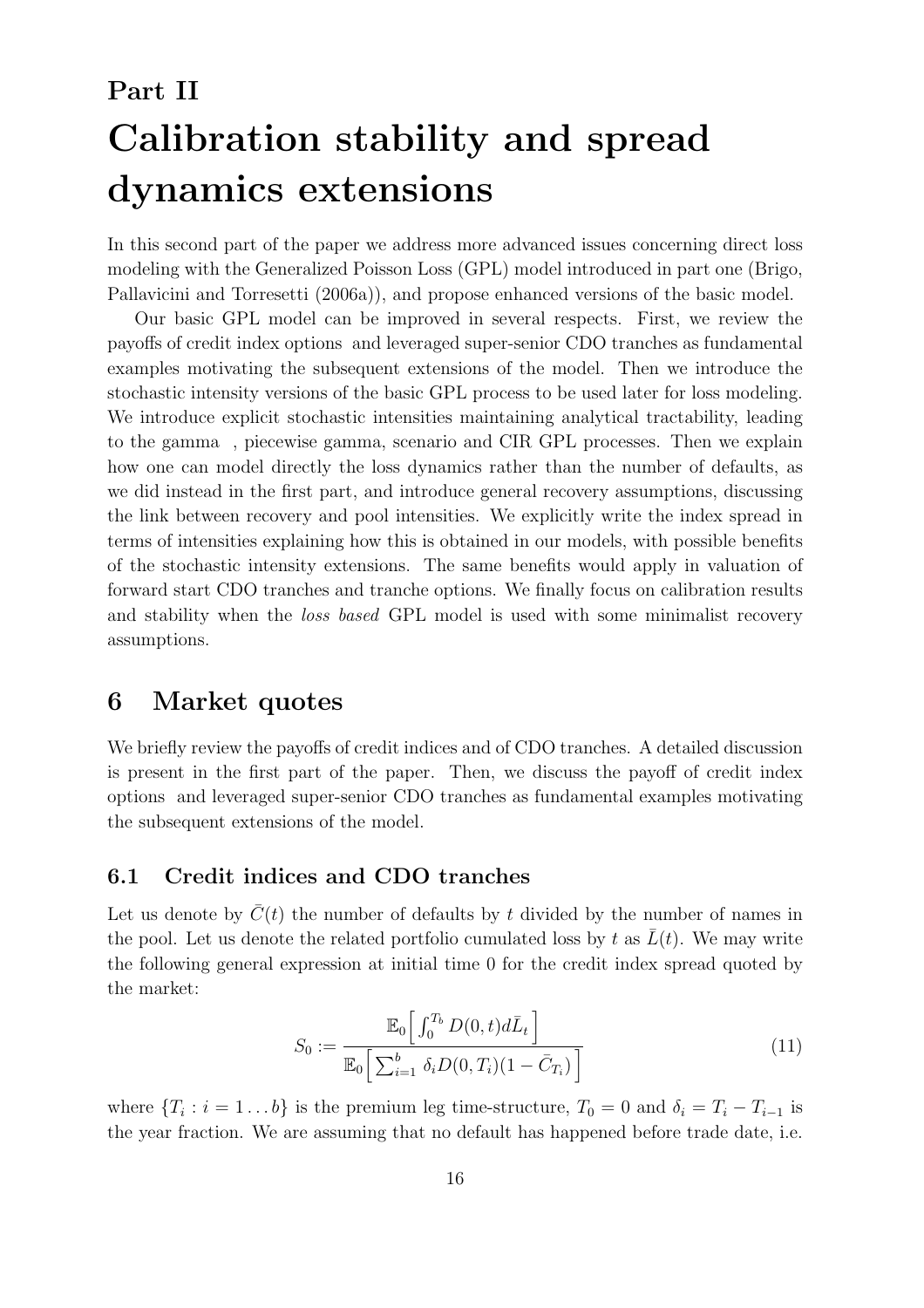# Part II

# Calibration stability and spread dynamics extensions

In this second part of the paper we address more advanced issues concerning direct loss modeling with the Generalized Poisson Loss (GPL) model introduced in part one (Brigo, Pallavicini and Torresetti (2006a)), and propose enhanced versions of the basic model.

Our basic GPL model can be improved in several respects. First, we review the payoffs of credit index options and leveraged super-senior CDO tranches as fundamental examples motivating the subsequent extensions of the model. Then we introduce the stochastic intensity versions of the basic GPL process to be used later for loss modeling. We introduce explicit stochastic intensities maintaining analytical tractability, leading to the gamma , piecewise gamma, scenario and CIR GPL processes. Then we explain how one can model directly the loss dynamics rather than the number of defaults, as we did instead in the first part, and introduce general recovery assumptions, discussing the link between recovery and pool intensities. We explicitly write the index spread in terms of intensities explaining how this is obtained in our models, with possible benefits of the stochastic intensity extensions. The same benefits would apply in valuation of forward start CDO tranches and tranche options. We finally focus on calibration results and stability when the *loss based* GPL model is used with some minimalist recovery assumptions.

## 6 Market quotes

We briefly review the payoffs of credit indices and of CDO tranches. A detailed discussion is present in the first part of the paper. Then, we discuss the payoff of credit index options and leveraged super-senior CDO tranches as fundamental examples motivating the subsequent extensions of the model.

### 6.1 Credit indices and CDO tranches

Let us denote by $\bar{C}(t)$ the number of defaults by $t$ divided by the number of names in the pool. Let us denote the related portfolio cumulated loss by $t$ as $\bar{L}(t)$. We may write the following general expression at initial time 0 for the credit index spread quoted by the market:

$$S_0 := \frac{\mathbb{E}_0\Big[\int_0^{T_b} D(0,t)d\bar{L}_t\Big]}{\mathbb{E}_0\Big[\sum_{i=1}^{b} \delta_i D(0,T_i)(1-\bar{C}_{T_i})\Big]} \tag{11}$$

where $\{T_i : i = 1 \dots b\}$ is the premium leg time-structure, $T_0 = 0$ and $\delta_i = T_i - T_{i-1}$ is the year fraction. We are assuming that no default has happened before trade date, i.e.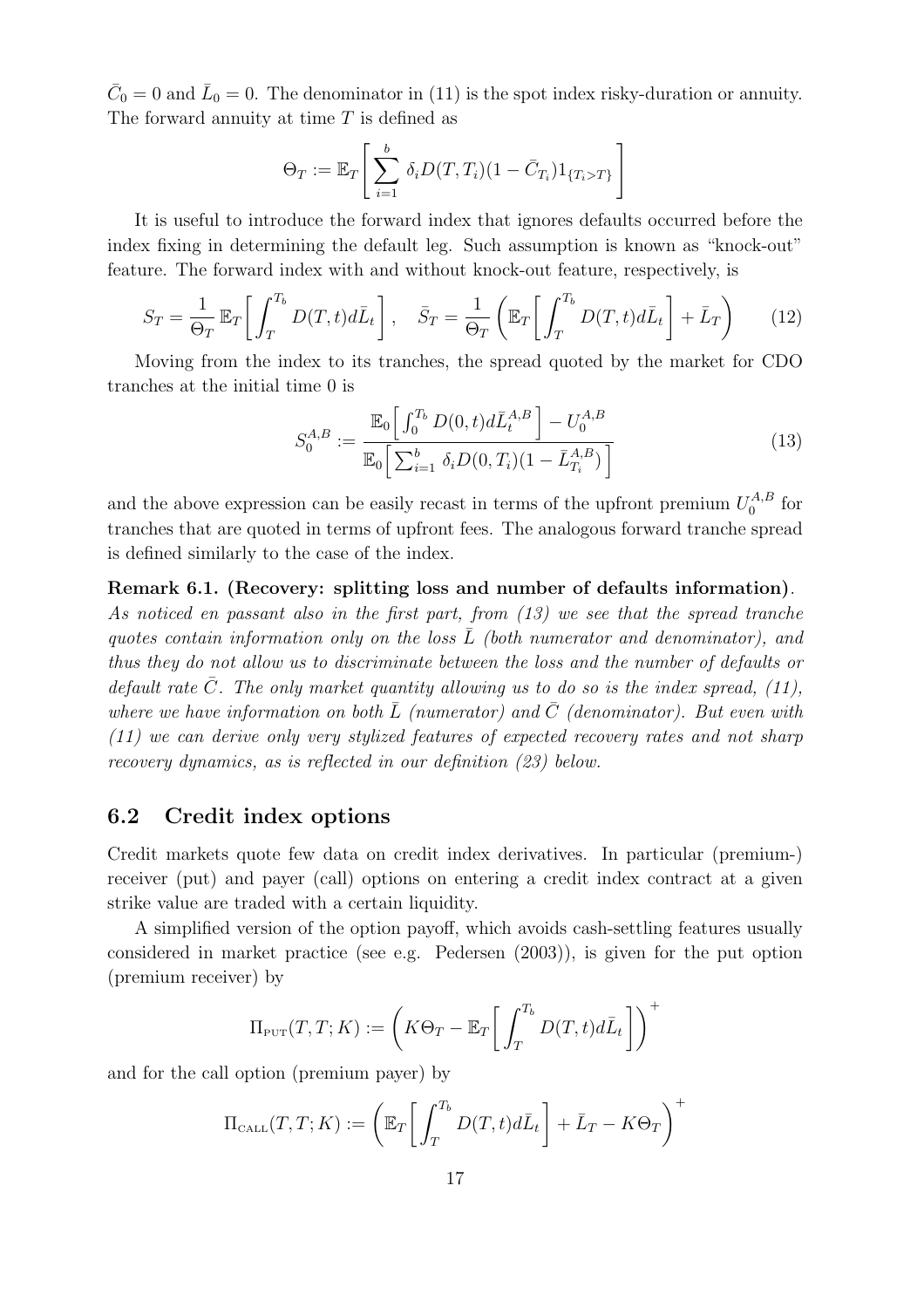$\bar{C}_0 = 0$ and $\bar{L}_0 = 0$. The denominator in (11) is the spot index risky-duration or annuity. The forward annuity at time $T$ is defined as

$$\Theta_T := \mathbb{E}_T\left[\sum_{i=1}^{b} \delta_i D(T, T_i)(1 - \bar{C}_{T_i})1_{\{T_i > T\}}\right]$$

It is useful to introduce the forward index that ignores defaults occurred before the index fixing in determining the default leg. Such assumption is known as "knock-out" feature. The forward index with and without knock-out feature, respectively, is

$$S_T = \frac{1}{\Theta_T}\,\mathbb{E}_T\left[\int_T^{T_b} D(T,t)d\bar{L}_t\right], \quad \bar{S}_T = \frac{1}{\Theta_T}\left(\mathbb{E}_T\left[\int_T^{T_b} D(T,t)d\bar{L}_t\right] + \bar{L}_T\right) \tag{12}$$

Moving from the index to its tranches, the spread quoted by the market for CDO tranches at the initial time 0 is

$$S_0^{A,B} := \frac{\mathbb{E}_0\Big[\int_0^{T_b} D(0,t)d\bar{L}_t^{A,B}\Big] - U_0^{A,B}}{\mathbb{E}_0\Big[\sum_{i=1}^{b} \delta_i D(0,T_i)(1 - \bar{L}_{T_i}^{A,B})\Big]} \tag{13}$$

and the above expression can be easily recast in terms of the upfront premium $U_0^{A,B}$ for tranches that are quoted in terms of upfront fees. The analogous forward tranche spread is defined similarly to the case of the index.

**Remark 6.1. (Recovery: splitting loss and number of defaults information).** *As noticed en passant also in the first part, from (13) we see that the spread tranche quotes contain information only on the loss $\bar{L}$ (both numerator and denominator), and thus they do not allow us to discriminate between the loss and the number of defaults or default rate $\bar{C}$. The only market quantity allowing us to do so is the index spread, (11), where we have information on both $\bar{L}$ (numerator) and $\bar{C}$ (denominator). But even with (11) we can derive only very stylized features of expected recovery rates and not sharp recovery dynamics, as is reflected in our definition (23) below.*

## 6.2 Credit index options

Credit markets quote few data on credit index derivatives. In particular (premium-) receiver (put) and payer (call) options on entering a credit index contract at a given strike value are traded with a certain liquidity.

A simplified version of the option payoff, which avoids cash-settling features usually considered in market practice (see e.g. Pedersen (2003)), is given for the put option (premium receiver) by

$$\Pi_{\text{PUT}}(T,T;K) := \left(K\Theta_T - \mathbb{E}_T\left[\int_T^{T_b} D(T,t)d\bar{L}_t\right]\right)^+$$

and for the call option (premium payer) by

$$\Pi_{\text{CALL}}(T,T;K) := \left(\mathbb{E}_T\left[\int_T^{T_b} D(T,t)d\bar{L}_t\right] + \bar{L}_T - K\Theta_T\right)^+$$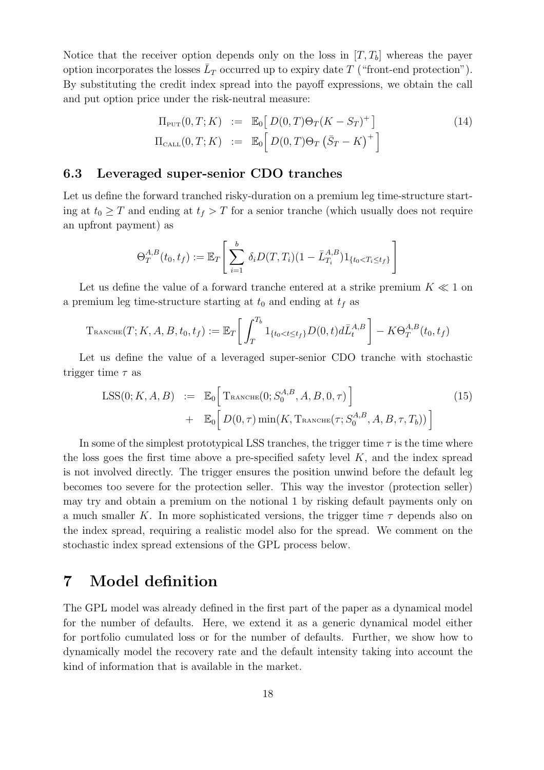Notice that the receiver option depends only on the loss in $[T, T_b]$ whereas the payer option incorporates the losses $\bar{L}_T$ occurred up to expiry date $T$ ("front-end protection"). By substituting the credit index spread into the payoff expressions, we obtain the call and put option price under the risk-neutral measure:

$$
\begin{aligned}
\Pi_{\text{PUT}}(0, T; K) &:= \mathbb{E}_0\big[\, D(0,T)\Theta_T(K - S_T)^+ \,\big] \\
\Pi_{\text{CALL}}(0, T; K) &:= \mathbb{E}_0\Big[\, D(0,T)\Theta_T \left(\bar{S}_T - K\right)^+ \Big]
\end{aligned}
\tag{14}
$$

## 6.3 Leveraged super-senior CDO tranches

Let us define the forward tranched risky-duration on a premium leg time-structure starting at $t_0 \geq T$ and ending at $t_f > T$ for a senior tranche (which usually does not require an upfront payment) as

$$
\Theta_T^{A,B}(t_0, t_f) := \mathbb{E}_T\left[\sum_{i=1}^{b} \delta_i D(T, T_i)(1 - \bar{L}_{T_i}^{A,B}) 1_{\{t_0 < T_i \leq t_f\}}\right]
$$

Let us define the value of a forward tranche entered at a strike premium $K \ll 1$ on a premium leg time-structure starting at $t_0$ and ending at $t_f$ as

$$
\text{Tranche}(T; K, A, B, t_0, t_f) := \mathbb{E}_T\left[\int_T^{T_b} 1_{\{t_0 < t \leq t_f\}} D(0,t) d\bar{L}_t^{A,B}\right] - K\Theta_T^{A,B}(t_0, t_f)
$$

Let us define the value of a leveraged super-senior CDO tranche with stochastic trigger time $\tau$ as

$$
\begin{aligned}
\text{LSS}(0; K, A, B) &:= \mathbb{E}_0\Big[\, \text{Tranche}(0; S_0^{A,B}, A, B, 0, \tau) \Big] \\
&\quad + \mathbb{E}_0\Big[\, D(0,\tau) \min(K, \text{Tranche}(\tau; S_0^{A,B}, A, B, \tau, T_b)) \Big]
\end{aligned}
\tag{15}
$$

In some of the simplest prototypical LSS tranches, the trigger time $\tau$ is the time where the loss goes the first time above a pre-specified safety level $K$, and the index spread is not involved directly. The trigger ensures the position unwind before the default leg becomes too severe for the protection seller. This way the investor (protection seller) may try and obtain a premium on the notional 1 by risking default payments only on a much smaller $K$. In more sophisticated versions, the trigger time $\tau$ depends also on the index spread, requiring a realistic model also for the spread. We comment on the stochastic index spread extensions of the GPL process below.

# 7 Model definition

The GPL model was already defined in the first part of the paper as a dynamical model for the number of defaults. Here, we extend it as a generic dynamical model either for portfolio cumulated loss or for the number of defaults. Further, we show how to dynamically model the recovery rate and the default intensity taking into account the kind of information that is available in the market.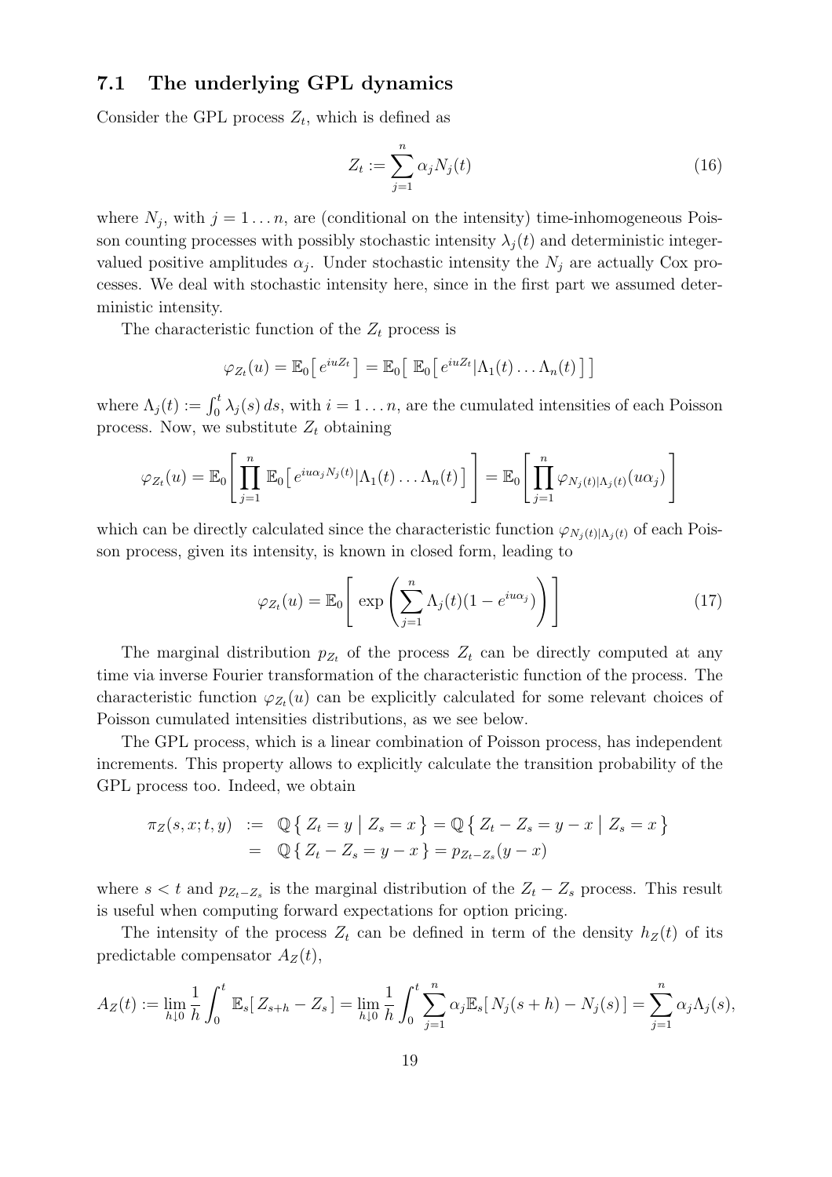### 7.1 The underlying GPL dynamics

Consider the GPL process $Z_t$, which is defined as

$$Z_t := \sum_{j=1}^{n} \alpha_j N_j(t) \tag{16}$$

where $N_j$, with $j = 1 \dots n$, are (conditional on the intensity) time-inhomogeneous Poisson counting processes with possibly stochastic intensity $\lambda_j(t)$ and deterministic integer-valued positive amplitudes $\alpha_j$. Under stochastic intensity the $N_j$ are actually Cox processes. We deal with stochastic intensity here, since in the first part we assumed deterministic intensity.

The characteristic function of the $Z_t$ process is

$$\varphi_{Z_t}(u) = \mathbb{E}_0\big[\, e^{iuZ_t} \,\big] = \mathbb{E}_0\big[\, \mathbb{E}_0\big[\, e^{iuZ_t} | \Lambda_1(t) \dots \Lambda_n(t) \,\big] \,\big]$$

where $\Lambda_j(t) := \int_0^t \lambda_j(s)\, ds$, with $i = 1 \dots n$, are the cumulated intensities of each Poisson process. Now, we substitute $Z_t$ obtaining

$$\varphi_{Z_t}(u) = \mathbb{E}_0\left[ \prod_{j=1}^{n} \mathbb{E}_0\big[\, e^{iu\alpha_j N_j(t)} | \Lambda_1(t) \dots \Lambda_n(t) \,\big] \right] = \mathbb{E}_0\left[ \prod_{j=1}^{n} \varphi_{N_j(t)|\Lambda_j(t)}(u\alpha_j) \right]$$

which can be directly calculated since the characteristic function $\varphi_{N_j(t)|\Lambda_j(t)}$ of each Poisson process, given its intensity, is known in closed form, leading to

$$\varphi_{Z_t}(u) = \mathbb{E}_0\left[ \exp\left( \sum_{j=1}^{n} \Lambda_j(t)(1 - e^{iu\alpha_j}) \right) \right] \tag{17}$$

The marginal distribution $p_{Z_t}$ of the process $Z_t$ can be directly computed at any time via inverse Fourier transformation of the characteristic function of the process. The characteristic function $\varphi_{Z_t}(u)$ can be explicitly calculated for some relevant choices of Poisson cumulated intensities distributions, as we see below.

The GPL process, which is a linear combination of Poisson process, has independent increments. This property allows to explicitly calculate the transition probability of the GPL process too. Indeed, we obtain

$$\begin{aligned}
\pi_Z(s, x; t, y) &:= \mathbb{Q}\big\{\, Z_t = y \;\big|\; Z_s = x \,\big\} = \mathbb{Q}\big\{\, Z_t - Z_s = y - x \;\big|\; Z_s = x \,\big\} \\
&= \mathbb{Q}\{\, Z_t - Z_s = y - x \,\} = p_{Z_t - Z_s}(y - x)
\end{aligned}$$

where $s < t$ and $p_{Z_t - Z_s}$ is the marginal distribution of the $Z_t - Z_s$ process. This result is useful when computing forward expectations for option pricing.

The intensity of the process $Z_t$ can be defined in term of the density $h_Z(t)$ of its predictable compensator $A_Z(t)$,

$$A_Z(t) := \lim_{h \downarrow 0} \frac{1}{h} \int_0^t \mathbb{E}_s[\, Z_{s+h} - Z_s \,] = \lim_{h \downarrow 0} \frac{1}{h} \int_0^t \sum_{j=1}^{n} \alpha_j \mathbb{E}_s[\, N_j(s+h) - N_j(s) \,] = \sum_{j=1}^{n} \alpha_j \Lambda_j(s),$$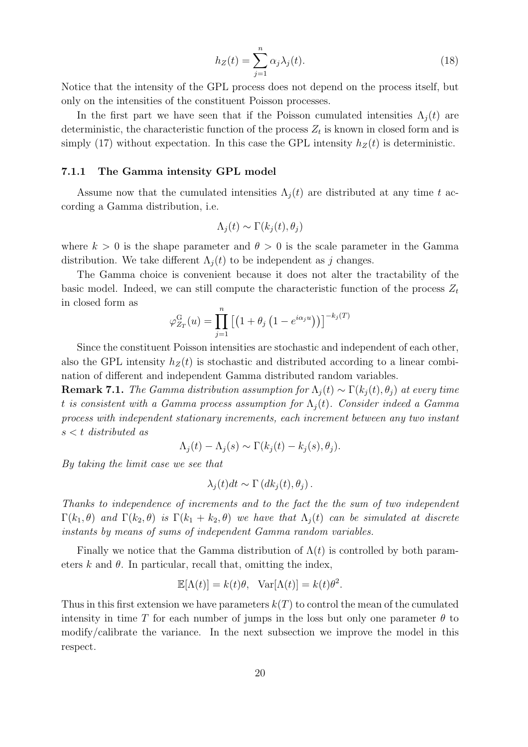$$h_Z(t) = \sum_{j=1}^{n} \alpha_j \lambda_j(t). \tag{18}$$

Notice that the intensity of the GPL process does not depend on the process itself, but only on the intensities of the constituent Poisson processes.

In the first part we have seen that if the Poisson cumulated intensities $\Lambda_j(t)$ are deterministic, the characteristic function of the process $Z_t$ is known in closed form and is simply (17) without expectation. In this case the GPL intensity $h_Z(t)$ is deterministic.

### 7.1.1 The Gamma intensity GPL model

Assume now that the cumulated intensities $\Lambda_j(t)$ are distributed at any time $t$ according a Gamma distribution, i.e.

$$\Lambda_j(t) \sim \Gamma(k_j(t), \theta_j)$$

where $k > 0$ is the shape parameter and $\theta > 0$ is the scale parameter in the Gamma distribution. We take different $\Lambda_j(t)$ to be independent as $j$ changes.

The Gamma choice is convenient because it does not alter the tractability of the basic model. Indeed, we can still compute the characteristic function of the process $Z_t$ in closed form as

$$\varphi^{\mathrm{G}}_{Z_T}(u) = \prod_{j=1}^{n} \left[\left(1 + \theta_j \left(1 - e^{i\alpha_j u}\right)\right)\right]^{-k_j(T)}$$

Since the constituent Poisson intensities are stochastic and independent of each other, also the GPL intensity $h_Z(t)$ is stochastic and distributed according to a linear combination of different and independent Gamma distributed random variables.

**Remark 7.1.** *The Gamma distribution assumption for $\Lambda_j(t) \sim \Gamma(k_j(t), \theta_j)$ at every time $t$ is consistent with a Gamma process assumption for $\Lambda_j(t)$. Consider indeed a Gamma process with independent stationary increments, each increment between any two instant $s < t$ distributed as*

$$\Lambda_j(t) - \Lambda_j(s) \sim \Gamma(k_j(t) - k_j(s), \theta_j).$$

*By taking the limit case we see that*

$$\lambda_j(t)dt \sim \Gamma\left(dk_j(t), \theta_j\right).$$

*Thanks to independence of increments and to the fact the the sum of two independent $\Gamma(k_1, \theta)$ and $\Gamma(k_2, \theta)$ is $\Gamma(k_1 + k_2, \theta)$ we have that $\Lambda_j(t)$ can be simulated at discrete instants by means of sums of independent Gamma random variables.*

Finally we notice that the Gamma distribution of $\Lambda(t)$ is controlled by both parameters $k$ and $\theta$. In particular, recall that, omitting the index,

$$\mathbb{E}[\Lambda(t)] = k(t)\theta, \quad \mathrm{Var}[\Lambda(t)] = k(t)\theta^2.$$

Thus in this first extension we have parameters $k(T)$ to control the mean of the cumulated intensity in time $T$ for each number of jumps in the loss but only one parameter $\theta$ to modify/calibrate the variance. In the next subsection we improve the model in this respect.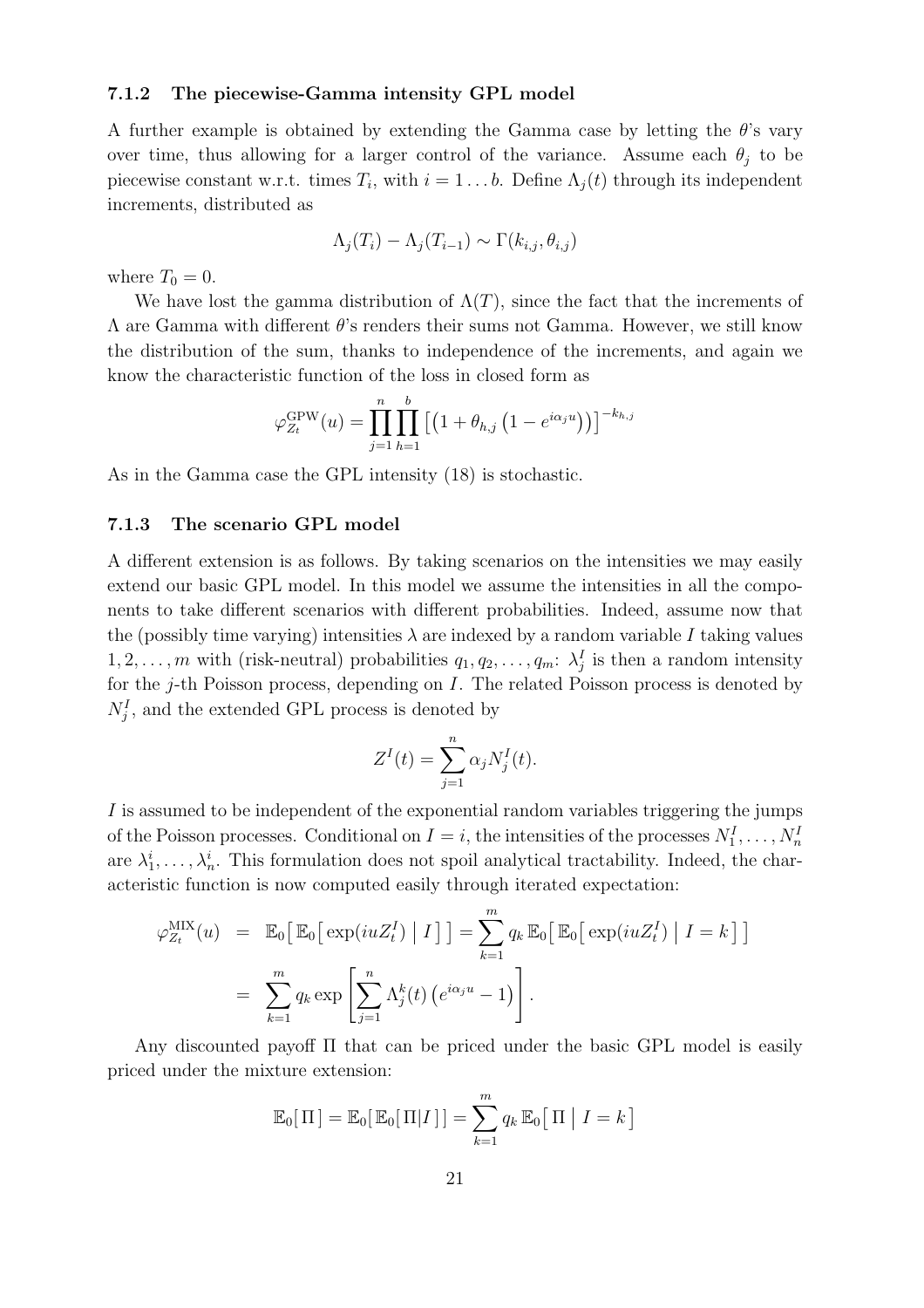### 7.1.2 The piecewise-Gamma intensity GPL model

A further example is obtained by extending the Gamma case by letting the $\theta$'s vary over time, thus allowing for a larger control of the variance. Assume each $\theta_j$ to be piecewise constant w.r.t. times $T_i$, with $i = 1 \dots b$. Define $\Lambda_j(t)$ through its independent increments, distributed as

$$\Lambda_j(T_i) - \Lambda_j(T_{i-1}) \sim \Gamma(k_{i,j}, \theta_{i,j})$$

where $T_0 = 0$.

We have lost the gamma distribution of $\Lambda(T)$, since the fact that the increments of $\Lambda$ are Gamma with different $\theta$'s renders their sums not Gamma. However, we still know the distribution of the sum, thanks to independence of the increments, and again we know the characteristic function of the loss in closed form as

$$\varphi_{Z_t}^{\text{GPW}}(u) = \prod_{j=1}^{n} \prod_{h=1}^{b} \left[ \left( 1 + \theta_{h,j} \left( 1 - e^{i\alpha_j u} \right) \right) \right]^{-k_{h,j}}$$

As in the Gamma case the GPL intensity (18) is stochastic.

### 7.1.3 The scenario GPL model

A different extension is as follows. By taking scenarios on the intensities we may easily extend our basic GPL model. In this model we assume the intensities in all the components to take different scenarios with different probabilities. Indeed, assume now that the (possibly time varying) intensities $\lambda$ are indexed by a random variable $I$ taking values $1, 2, \dots, m$ with (risk-neutral) probabilities $q_1, q_2, \dots, q_m$: $\lambda_j^I$ is then a random intensity for the $j$-th Poisson process, depending on $I$. The related Poisson process is denoted by $N_j^I$, and the extended GPL process is denoted by

$$Z^I(t) = \sum_{j=1}^{n} \alpha_j N_j^I(t).$$

$I$ is assumed to be independent of the exponential random variables triggering the jumps of the Poisson processes. Conditional on $I = i$, the intensities of the processes $N_1^I, \dots, N_n^I$ are $\lambda_1^i, \dots, \lambda_n^i$. This formulation does not spoil analytical tractability. Indeed, the characteristic function is now computed easily through iterated expectation:

$$\begin{aligned} \varphi_{Z_t}^{\text{MIX}}(u) &= \mathbb{E}_0\big[\, \mathbb{E}_0\big[ \exp(iuZ_t^I) \,\big|\, I \,\big] \,\big] = \sum_{k=1}^{m} q_k \, \mathbb{E}_0\big[\, \mathbb{E}_0\big[ \exp(iuZ_t^I) \,\big|\, I = k \,\big] \,\big] \\ &= \sum_{k=1}^{m} q_k \exp\left[ \sum_{j=1}^{n} \Lambda_j^k(t) \left( e^{i\alpha_j u} - 1 \right) \right]. \end{aligned}$$

Any discounted payoff $\Pi$ that can be priced under the basic GPL model is easily priced under the mixture extension:

$$\mathbb{E}_0[\, \Pi \,] = \mathbb{E}_0[\, \mathbb{E}_0[\, \Pi | I \,] \,] = \sum_{k=1}^{m} q_k \, \mathbb{E}_0\big[\, \Pi \,\big|\, I = k \,\big]$$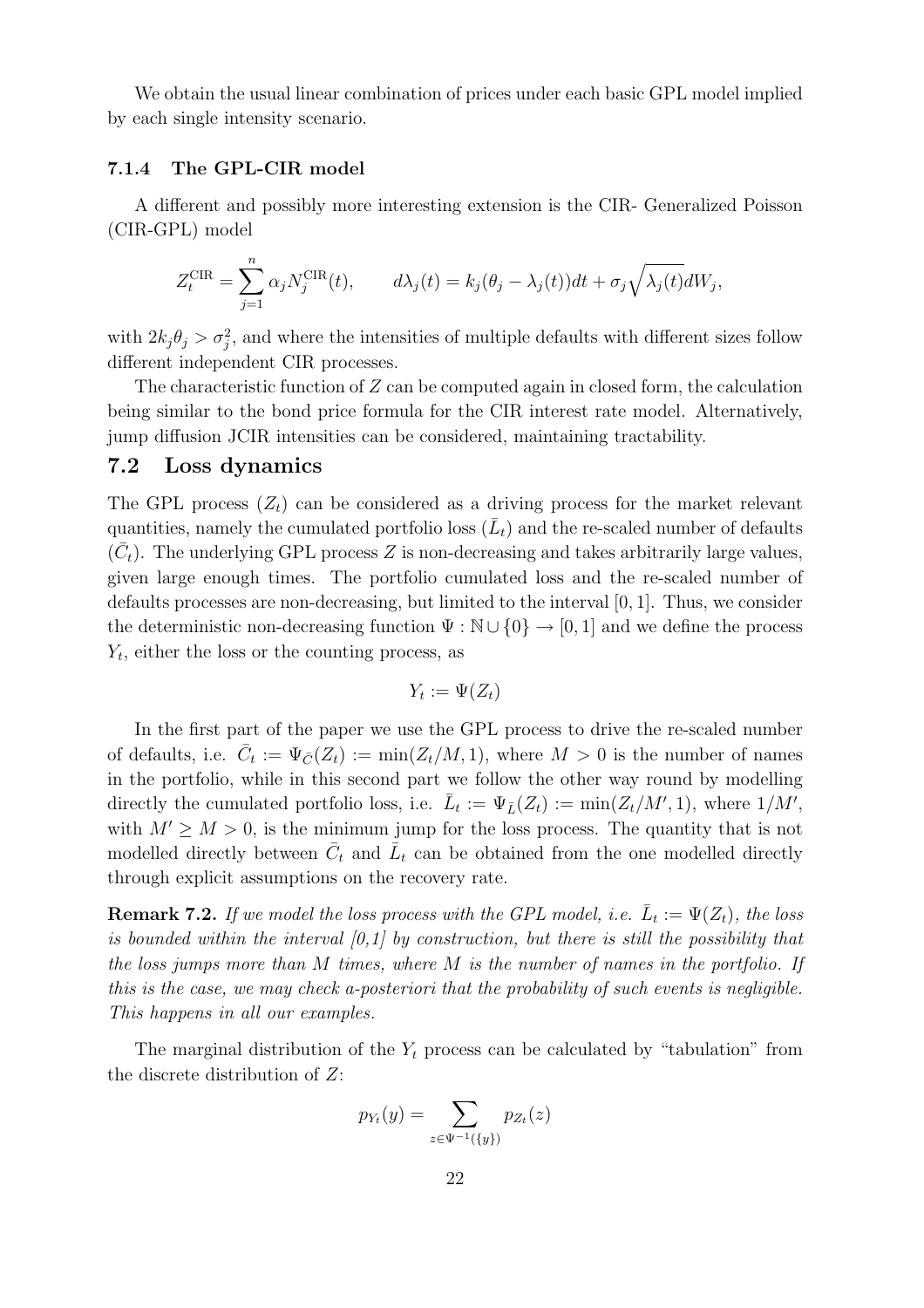We obtain the usual linear combination of prices under each basic GPL model implied by each single intensity scenario.

### 7.1.4 The GPL-CIR model

A different and possibly more interesting extension is the CIR- Generalized Poisson (CIR-GPL) model

$$Z_t^{\mathrm{CIR}} = \sum_{j=1}^{n} \alpha_j N_j^{\mathrm{CIR}}(t), \qquad d\lambda_j(t) = k_j(\theta_j - \lambda_j(t))dt + \sigma_j \sqrt{\lambda_j(t)} dW_j,$$

with $2k_j\theta_j > \sigma_j^2$, and where the intensities of multiple defaults with different sizes follow different independent CIR processes.

The characteristic function of $Z$ can be computed again in closed form, the calculation being similar to the bond price formula for the CIR interest rate model. Alternatively, jump diffusion JCIR intensities can be considered, maintaining tractability.

## 7.2 Loss dynamics

The GPL process $(Z_t)$ can be considered as a driving process for the market relevant quantities, namely the cumulated portfolio loss $(\bar{L}_t)$ and the re-scaled number of defaults $(\bar{C}_t)$. The underlying GPL process $Z$ is non-decreasing and takes arbitrarily large values, given large enough times. The portfolio cumulated loss and the re-scaled number of defaults processes are non-decreasing, but limited to the interval $[0, 1]$. Thus, we consider the deterministic non-decreasing function $\Psi : \mathbb{N} \cup \{0\} \to [0, 1]$ and we define the process $Y_t$, either the loss or the counting process, as

$$Y_t := \Psi(Z_t)$$

In the first part of the paper we use the GPL process to drive the re-scaled number of defaults, i.e. $\bar{C}_t := \Psi_{\bar{C}}(Z_t) := \min(Z_t/M, 1)$, where $M > 0$ is the number of names in the portfolio, while in this second part we follow the other way round by modelling directly the cumulated portfolio loss, i.e. $\bar{L}_t := \Psi_{\bar{L}}(Z_t) := \min(Z_t/M', 1)$, where $1/M'$, with $M' \geq M > 0$, is the minimum jump for the loss process. The quantity that is not modelled directly between $\bar{C}_t$ and $\bar{L}_t$ can be obtained from the one modelled directly through explicit assumptions on the recovery rate.

**Remark 7.2.** *If we model the loss process with the GPL model, i.e. $\bar{L}_t := \Psi(Z_t)$, the loss is bounded within the interval [0,1] by construction, but there is still the possibility that the loss jumps more than $M$ times, where $M$ is the number of names in the portfolio. If this is the case, we may check a-posteriori that the probability of such events is negligible. This happens in all our examples.*

The marginal distribution of the $Y_t$ process can be calculated by "tabulation" from the discrete distribution of $Z$:

$$p_{Y_t}(y) = \sum_{z \in \Psi^{-1}(\{y\})} p_{Z_t}(z)$$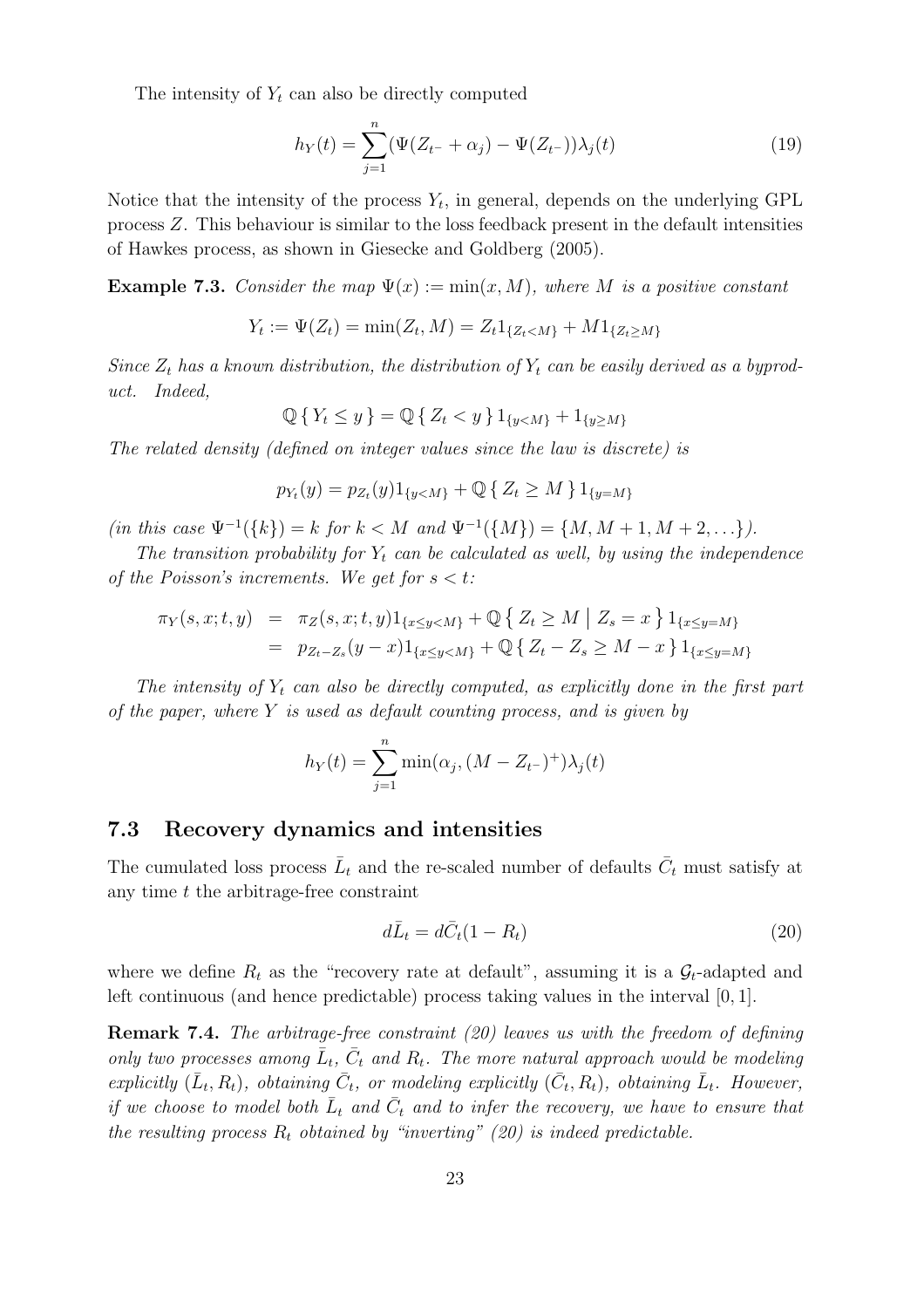The intensity of $Y_t$ can also be directly computed

$$h_Y(t) = \sum_{j=1}^{n} (\Psi(Z_{t^-} + \alpha_j) - \Psi(Z_{t^-}))\lambda_j(t) \tag{19}$$

Notice that the intensity of the process $Y_t$, in general, depends on the underlying GPL process $Z$. This behaviour is similar to the loss feedback present in the default intensities of Hawkes process, as shown in Giesecke and Goldberg (2005).

**Example 7.3.** *Consider the map $\Psi(x) := \min(x, M)$, where $M$ is a positive constant*

$$Y_t := \Psi(Z_t) = \min(Z_t, M) = Z_t 1_{\{Z_t < M\}} + M 1_{\{Z_t \geq M\}}$$

*Since $Z_t$ has a known distribution, the distribution of $Y_t$ can be easily derived as a byproduct. Indeed,*

$$\mathbb{Q}\{ Y_t \leq y \} = \mathbb{Q}\{ Z_t < y \} 1_{\{y<M\}} + 1_{\{y \geq M\}}$$

*The related density (defined on integer values since the law is discrete) is*

$$p_{Y_t}(y) = p_{Z_t}(y) 1_{\{y<M\}} + \mathbb{Q}\{ Z_t \geq M \} 1_{\{y=M\}}$$

*(in this case $\Psi^{-1}(\{k\}) = k$ for $k < M$ and $\Psi^{-1}(\{M\}) = \{M, M+1, M+2, \ldots\}$).*

*The transition probability for $Y_t$ can be calculated as well, by using the independence of the Poisson's increments. We get for $s < t$:*

$$\begin{aligned}
\pi_Y(s, x; t, y) &= \pi_Z(s, x; t, y) 1_{\{x \leq y < M\}} + \mathbb{Q}\left\{ Z_t \geq M \mid Z_s = x \right\} 1_{\{x \leq y = M\}} \\
&= p_{Z_t - Z_s}(y - x) 1_{\{x \leq y < M\}} + \mathbb{Q}\{ Z_t - Z_s \geq M - x \} 1_{\{x \leq y = M\}}
\end{aligned}$$

*The intensity of $Y_t$ can also be directly computed, as explicitly done in the first part of the paper, where $Y$ is used as default counting process, and is given by*

$$h_Y(t) = \sum_{j=1}^{n} \min(\alpha_j, (M - Z_{t^-})^+) \lambda_j(t)$$

## 7.3 Recovery dynamics and intensities

The cumulated loss process $\bar{L}_t$ and the re-scaled number of defaults $\bar{C}_t$ must satisfy at any time $t$ the arbitrage-free constraint

$$d\bar{L}_t = d\bar{C}_t(1 - R_t) \tag{20}$$

where we define $R_t$ as the "recovery rate at default", assuming it is a $\mathcal{G}_t$-adapted and left continuous (and hence predictable) process taking values in the interval $[0, 1]$.

**Remark 7.4.** *The arbitrage-free constraint (20) leaves us with the freedom of defining only two processes among $\bar{L}_t$, $\bar{C}_t$ and $R_t$. The more natural approach would be modeling explicitly $(\bar{L}_t, R_t)$, obtaining $\bar{C}_t$, or modeling explicitly $(\bar{C}_t, R_t)$, obtaining $\bar{L}_t$. However, if we choose to model both $\bar{L}_t$ and $\bar{C}_t$ and to infer the recovery, we have to ensure that the resulting process $R_t$ obtained by "inverting" (20) is indeed predictable.*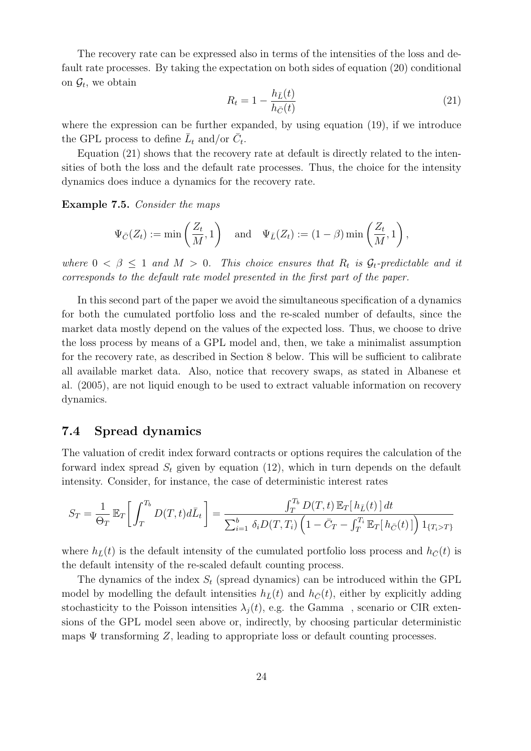The recovery rate can be expressed also in terms of the intensities of the loss and default rate processes. By taking the expectation on both sides of equation (20) conditional on $\mathcal{G}_t$, we obtain

$$R_t = 1 - \frac{h_{\bar{L}}(t)}{h_{\bar{C}}(t)} \tag{21}$$

where the expression can be further expanded, by using equation (19), if we introduce the GPL process to define $\bar{L}_t$ and/or $\bar{C}_t$.

Equation (21) shows that the recovery rate at default is directly related to the intensities of both the loss and the default rate processes. Thus, the choice for the intensity dynamics does induce a dynamics for the recovery rate.

**Example 7.5.** *Consider the maps*

$$\Psi_{\bar{C}}(Z_t) := \min\left(\frac{Z_t}{M}, 1\right) \quad \text{and} \quad \Psi_{\bar{L}}(Z_t) := (1-\beta)\min\left(\frac{Z_t}{M}, 1\right),$$

*where $0 < \beta \leq 1$ and $M > 0$. This choice ensures that $R_t$ is $\mathcal{G}_t$-predictable and it corresponds to the default rate model presented in the first part of the paper.*

In this second part of the paper we avoid the simultaneous specification of a dynamics for both the cumulated portfolio loss and the re-scaled number of defaults, since the market data mostly depend on the values of the expected loss. Thus, we choose to drive the loss process by means of a GPL model and, then, we take a minimalist assumption for the recovery rate, as described in Section 8 below. This will be sufficient to calibrate all available market data. Also, notice that recovery swaps, as stated in Albanese et al. (2005), are not liquid enough to be used to extract valuable information on recovery dynamics.

## 7.4 Spread dynamics

The valuation of credit index forward contracts or options requires the calculation of the forward index spread $S_t$ given by equation (12), which in turn depends on the default intensity. Consider, for instance, the case of deterministic interest rates

$$S_T = \frac{1}{\Theta_T}\,\mathbb{E}_T\left[\int_T^{T_b} D(T,t)d\bar{L}_t\right] = \frac{\int_T^{T_b} D(T,t)\,\mathbb{E}_T[\,h_{\bar{L}}(t)\,]\,dt}{\sum_{i=1}^b \delta_i D(T,T_i)\left(1 - \bar{C}_T - \int_T^{T_i}\mathbb{E}_T[\,h_{\bar{C}}(t)\,]\right)1_{\{T_i > T\}}}$$

where $h_{\bar{L}}(t)$ is the default intensity of the cumulated portfolio loss process and $h_{\bar{C}}(t)$ is the default intensity of the re-scaled default counting process.

The dynamics of the index $S_t$ (spread dynamics) can be introduced within the GPL model by modelling the default intensities $h_{\bar{L}}(t)$ and $h_{\bar{C}}(t)$, either by explicitly adding stochasticity to the Poisson intensities $\lambda_j(t)$, e.g. the Gamma , scenario or CIR extensions of the GPL model seen above or, indirectly, by choosing particular deterministic maps $\Psi$ transforming $Z$, leading to appropriate loss or default counting processes.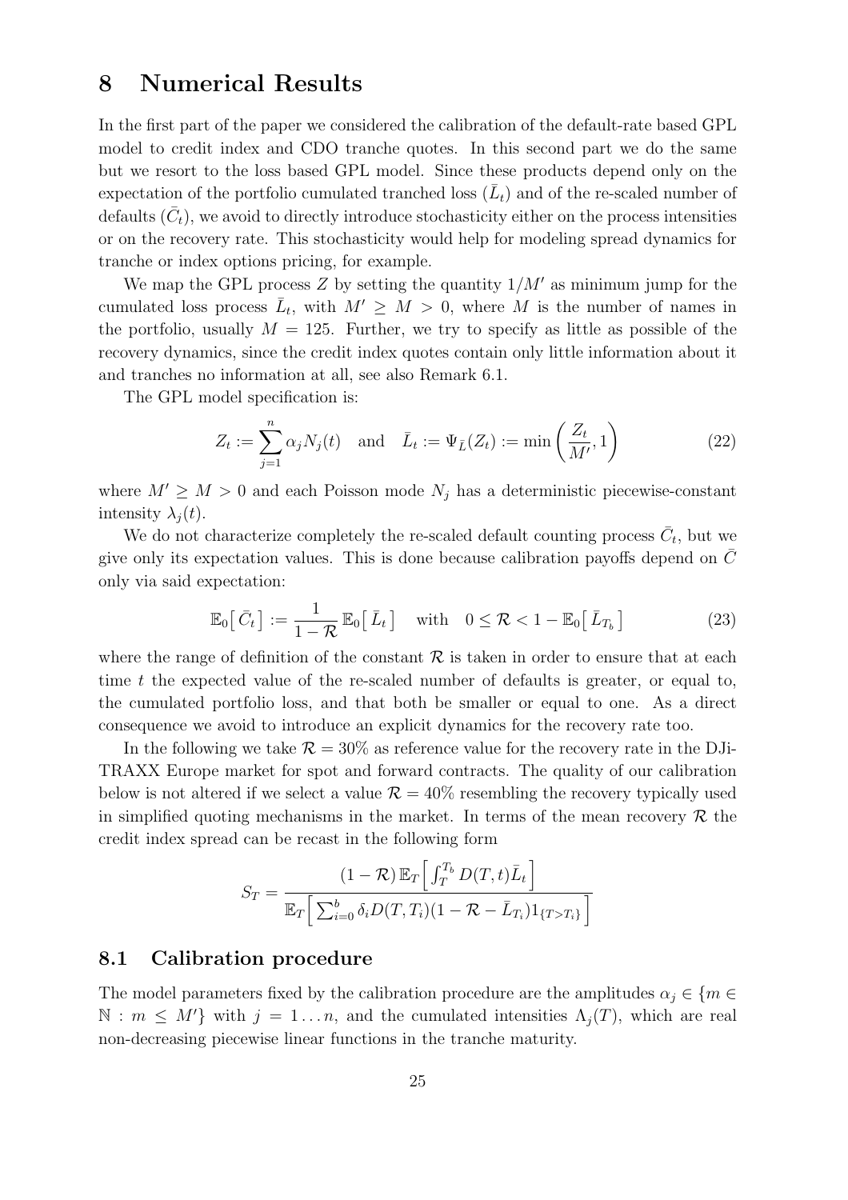# 8 Numerical Results

In the first part of the paper we considered the calibration of the default-rate based GPL model to credit index and CDO tranche quotes. In this second part we do the same but we resort to the loss based GPL model. Since these products depend only on the expectation of the portfolio cumulated tranched loss ($\bar{L}_t$) and of the re-scaled number of defaults ($\bar{C}_t$), we avoid to directly introduce stochasticity either on the process intensities or on the recovery rate. This stochasticity would help for modeling spread dynamics for tranche or index options pricing, for example.

We map the GPL process $Z$ by setting the quantity $1/M'$ as minimum jump for the cumulated loss process $\bar{L}_t$, with $M' \geq M > 0$, where $M$ is the number of names in the portfolio, usually $M = 125$. Further, we try to specify as little as possible of the recovery dynamics, since the credit index quotes contain only little information about it and tranches no information at all, see also Remark 6.1.

The GPL model specification is:

$$Z_t := \sum_{j=1}^{n} \alpha_j N_j(t) \quad \text{and} \quad \bar{L}_t := \Psi_{\bar{L}}(Z_t) := \min\left(\frac{Z_t}{M'}, 1\right) \tag{22}$$

where $M' \geq M > 0$ and each Poisson mode $N_j$ has a deterministic piecewise-constant intensity $\lambda_j(t)$.

We do not characterize completely the re-scaled default counting process $\bar{C}_t$, but we give only its expectation values. This is done because calibration payoffs depend on $\bar{C}$ only via said expectation:

$$\mathbb{E}_0\big[\,\bar{C}_t\,\big] := \frac{1}{1-\mathcal{R}}\,\mathbb{E}_0\big[\,\bar{L}_t\,\big] \quad \text{with} \quad 0 \leq \mathcal{R} < 1 - \mathbb{E}_0\big[\,\bar{L}_{T_b}\,\big] \tag{23}$$

where the range of definition of the constant $\mathcal{R}$ is taken in order to ensure that at each time $t$ the expected value of the re-scaled number of defaults is greater, or equal to, the cumulated portfolio loss, and that both be smaller or equal to one. As a direct consequence we avoid to introduce an explicit dynamics for the recovery rate too.

In the following we take $\mathcal{R} = 30\%$ as reference value for the recovery rate in the DJi-TRAXX Europe market for spot and forward contracts. The quality of our calibration below is not altered if we select a value $\mathcal{R} = 40\%$ resembling the recovery typically used in simplified quoting mechanisms in the market. In terms of the mean recovery $\mathcal{R}$ the credit index spread can be recast in the following form

$$S_T = \frac{(1-\mathcal{R})\,\mathbb{E}_T\Big[\int_T^{T_b} D(T,t)\bar{L}_t\Big]}{\mathbb{E}_T\Big[\sum_{i=0}^{b} \delta_i D(T,T_i)(1-\mathcal{R}-\bar{L}_{T_i})1_{\{T>T_i\}}\Big]}$$

## 8.1 Calibration procedure

The model parameters fixed by the calibration procedure are the amplitudes $\alpha_j \in \{m \in \mathbb{N} : m \leq M'\}$ with $j = 1 \ldots n$, and the cumulated intensities $\Lambda_j(T)$, which are real non-decreasing piecewise linear functions in the tranche maturity.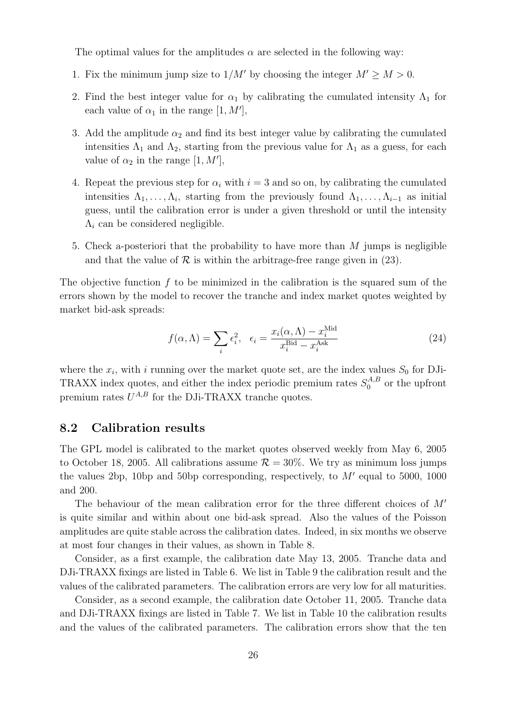The optimal values for the amplitudes $\alpha$ are selected in the following way:

1. Fix the minimum jump size to $1/M'$ by choosing the integer $M' \geq M > 0$.
2. Find the best integer value for $\alpha_1$ by calibrating the cumulated intensity $\Lambda_1$ for each value of $\alpha_1$ in the range $[1, M']$,
3. Add the amplitude $\alpha_2$ and find its best integer value by calibrating the cumulated intensities $\Lambda_1$ and $\Lambda_2$, starting from the previous value for $\Lambda_1$ as a guess, for each value of $\alpha_2$ in the range $[1, M']$,
4. Repeat the previous step for $\alpha_i$ with $i = 3$ and so on, by calibrating the cumulated intensities $\Lambda_1, \ldots, \Lambda_i$, starting from the previously found $\Lambda_1, \ldots, \Lambda_{i-1}$ as initial guess, until the calibration error is under a given threshold or until the intensity $\Lambda_i$ can be considered negligible.
5. Check a-posteriori that the probability to have more than $M$ jumps is negligible and that the value of $\mathcal{R}$ is within the arbitrage-free range given in (23).

The objective function $f$ to be minimized in the calibration is the squared sum of the errors shown by the model to recover the tranche and index market quotes weighted by market bid-ask spreads:

$$f(\alpha, \Lambda) = \sum_i \epsilon_i^2, \quad \epsilon_i = \frac{x_i(\alpha, \Lambda) - x_i^{\text{Mid}}}{x_i^{\text{Bid}} - x_i^{\text{Ask}}} \tag{24}$$

where the $x_i$, with $i$ running over the market quote set, are the index values $S_0$ for DJi-TRAXX index quotes, and either the index periodic premium rates $S_0^{A,B}$ or the upfront premium rates $U^{A,B}$ for the DJi-TRAXX tranche quotes.

## 8.2 Calibration results

The GPL model is calibrated to the market quotes observed weekly from May 6, 2005 to October 18, 2005. All calibrations assume $\mathcal{R} = 30\%$. We try as minimum loss jumps the values 2bp, 10bp and 50bp corresponding, respectively, to $M'$ equal to 5000, 1000 and 200.

The behaviour of the mean calibration error for the three different choices of $M'$ is quite similar and within about one bid-ask spread. Also the values of the Poisson amplitudes are quite stable across the calibration dates. Indeed, in six months we observe at most four changes in their values, as shown in Table 8.

Consider, as a first example, the calibration date May 13, 2005. Tranche data and DJi-TRAXX fixings are listed in Table 6. We list in Table 9 the calibration result and the values of the calibrated parameters. The calibration errors are very low for all maturities.

Consider, as a second example, the calibration date October 11, 2005. Tranche data and DJi-TRAXX fixings are listed in Table 7. We list in Table 10 the calibration results and the values of the calibrated parameters. The calibration errors show that the ten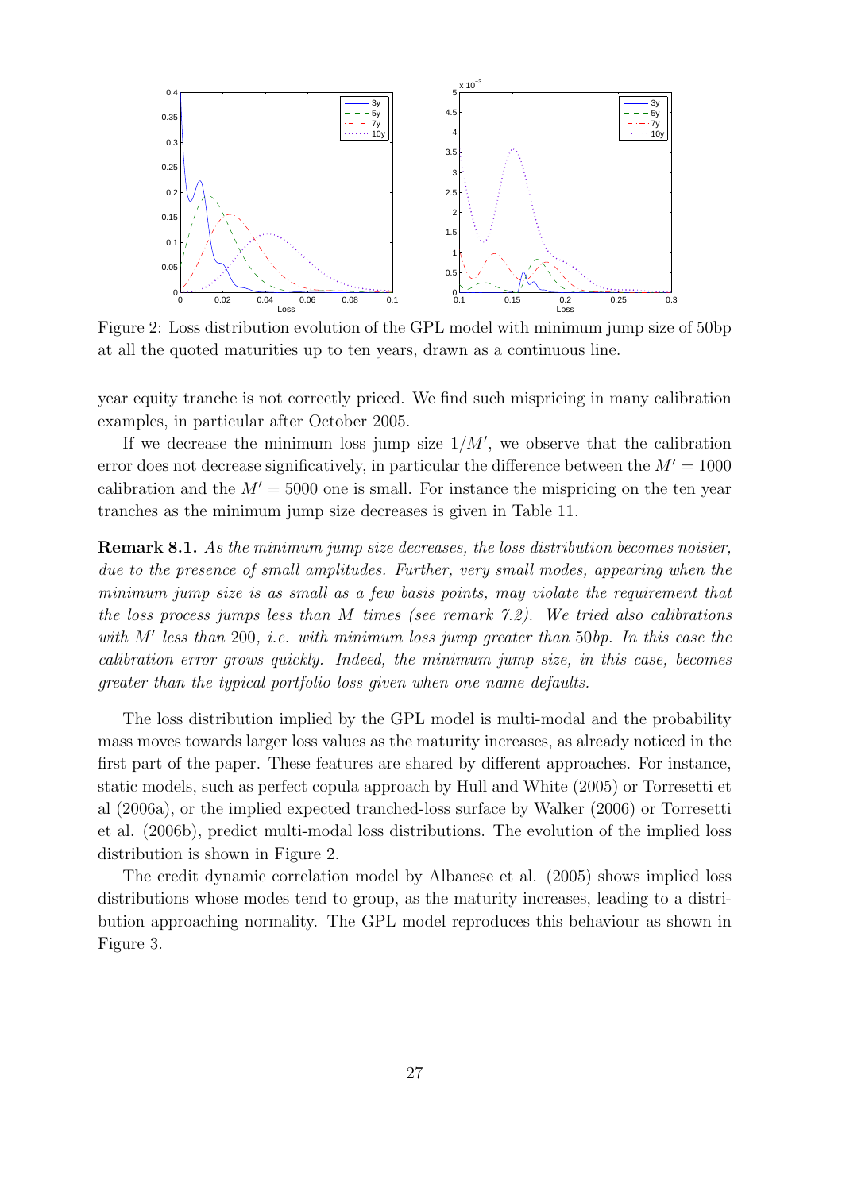Figure 2: Loss distribution evolution of the GPL model with minimum jump size of 50bp at all the quoted maturities up to ten years, drawn as a continuous line.

year equity tranche is not correctly priced. We find such mispricing in many calibration examples, in particular after October 2005.

If we decrease the minimum loss jump size $1/M'$, we observe that the calibration error does not decrease significatively, in particular the difference between the $M' = 1000$ calibration and the $M' = 5000$ one is small. For instance the mispricing on the ten year tranches as the minimum jump size decreases is given in Table 11.

**Remark 8.1.** *As the minimum jump size decreases, the loss distribution becomes noisier, due to the presence of small amplitudes. Further, very small modes, appearing when the minimum jump size is as small as a few basis points, may violate the requirement that the loss process jumps less than $M$ times (see remark 7.2). We tried also calibrations with $M'$ less than 200, i.e. with minimum loss jump greater than 50bp. In this case the calibration error grows quickly. Indeed, the minimum jump size, in this case, becomes greater than the typical portfolio loss given when one name defaults.*

The loss distribution implied by the GPL model is multi-modal and the probability mass moves towards larger loss values as the maturity increases, as already noticed in the first part of the paper. These features are shared by different approaches. For instance, static models, such as perfect copula approach by Hull and White (2005) or Torresetti et al (2006a), or the implied expected tranched-loss surface by Walker (2006) or Torresetti et al. (2006b), predict multi-modal loss distributions. The evolution of the implied loss distribution is shown in Figure 2.

The credit dynamic correlation model by Albanese et al. (2005) shows implied loss distributions whose modes tend to group, as the maturity increases, leading to a distribution approaching normality. The GPL model reproduces this behaviour as shown in Figure 3.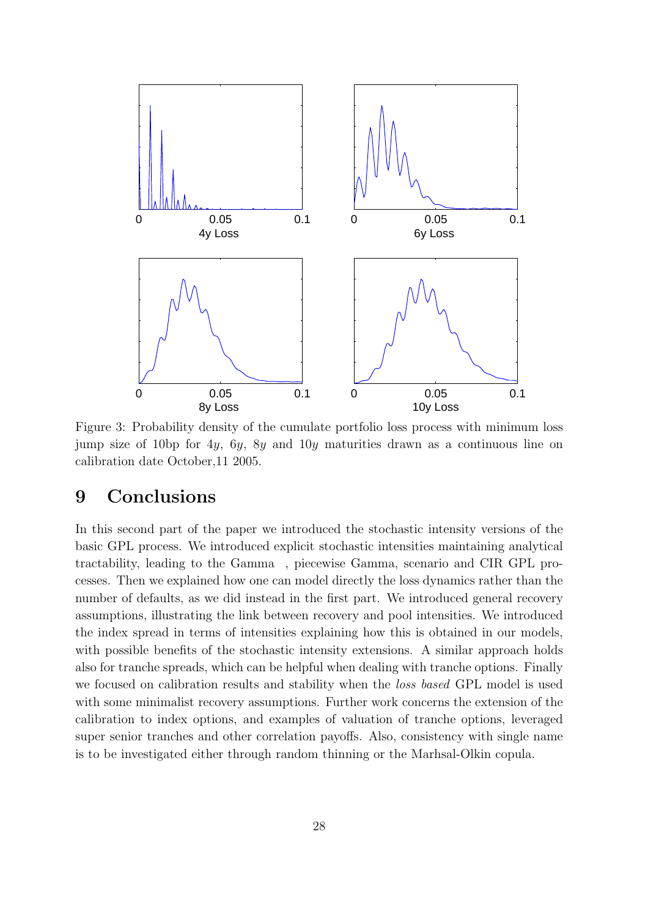Figure 3: Probability density of the cumulate portfolio loss process with minimum loss jump size of 10bp for $4y$, $6y$, $8y$ and $10y$ maturities drawn as a continuous line on calibration date October,11 2005.

# 9 Conclusions

In this second part of the paper we introduced the stochastic intensity versions of the basic GPL process. We introduced explicit stochastic intensities maintaining analytical tractability, leading to the Gamma , piecewise Gamma, scenario and CIR GPL processes. Then we explained how one can model directly the loss dynamics rather than the number of defaults, as we did instead in the first part. We introduced general recovery assumptions, illustrating the link between recovery and pool intensities. We introduced the index spread in terms of intensities explaining how this is obtained in our models, with possible benefits of the stochastic intensity extensions. A similar approach holds also for tranche spreads, which can be helpful when dealing with tranche options. Finally we focused on calibration results and stability when the *loss based* GPL model is used with some minimalist recovery assumptions. Further work concerns the extension of the calibration to index options, and examples of valuation of tranche options, leveraged super senior tranches and other correlation payoffs. Also, consistency with single name is to be investigated either through random thinning or the Marhsal-Olkin copula.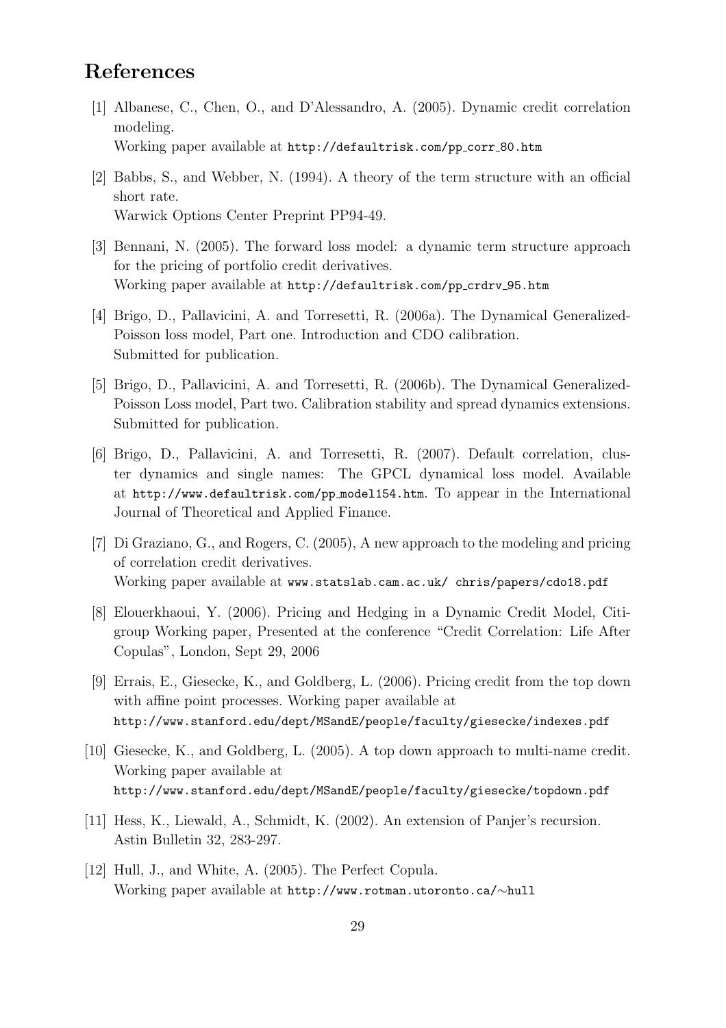## References

[1] Albanese, C., Chen, O., and D'Alessandro, A. (2005). Dynamic credit correlation modeling.
Working paper available at http://defaultrisk.com/pp_corr_80.htm

[2] Babbs, S., and Webber, N. (1994). A theory of the term structure with an official short rate.
Warwick Options Center Preprint PP94-49.

[3] Bennani, N. (2005). The forward loss model: a dynamic term structure approach for the pricing of portfolio credit derivatives.
Working paper available at http://defaultrisk.com/pp_crdrv_95.htm

[4] Brigo, D., Pallavicini, A. and Torresetti, R. (2006a). The Dynamical Generalized-Poisson loss model, Part one. Introduction and CDO calibration.
Submitted for publication.

[5] Brigo, D., Pallavicini, A. and Torresetti, R. (2006b). The Dynamical Generalized-Poisson Loss model, Part two. Calibration stability and spread dynamics extensions.
Submitted for publication.

[6] Brigo, D., Pallavicini, A. and Torresetti, R. (2007). Default correlation, cluster dynamics and single names: The GPCL dynamical loss model. Available at http://www.defaultrisk.com/pp_model154.htm. To appear in the International Journal of Theoretical and Applied Finance.

[7] Di Graziano, G., and Rogers, C. (2005), A new approach to the modeling and pricing of correlation credit derivatives.
Working paper available at www.statslab.cam.ac.uk/ chris/papers/cdo18.pdf

[8] Elouerkhaoui, Y. (2006). Pricing and Hedging in a Dynamic Credit Model, Citigroup Working paper, Presented at the conference "Credit Correlation: Life After Copulas", London, Sept 29, 2006

[9] Errais, E., Giesecke, K., and Goldberg, L. (2006). Pricing credit from the top down with affine point processes. Working paper available at
http://www.stanford.edu/dept/MSandE/people/faculty/giesecke/indexes.pdf

[10] Giesecke, K., and Goldberg, L. (2005). A top down approach to multi-name credit. Working paper available at
http://www.stanford.edu/dept/MSandE/people/faculty/giesecke/topdown.pdf

[11] Hess, K., Liewald, A., Schmidt, K. (2002). An extension of Panjer's recursion. Astin Bulletin 32, 283-297.

[12] Hull, J., and White, A. (2005). The Perfect Copula.
Working paper available at http://www.rotman.utoronto.ca/∼hull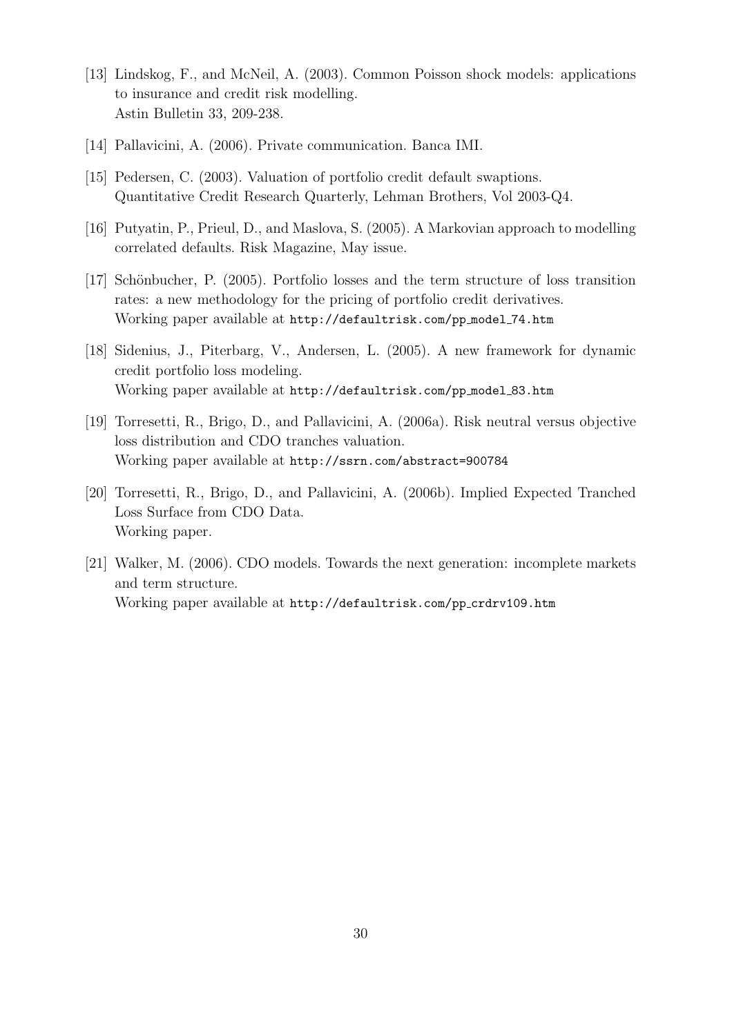[13] Lindskog, F., and McNeil, A. (2003). Common Poisson shock models: applications to insurance and credit risk modelling.
Astin Bulletin 33, 209-238.

[14] Pallavicini, A. (2006). Private communication. Banca IMI.

[15] Pedersen, C. (2003). Valuation of portfolio credit default swaptions.
Quantitative Credit Research Quarterly, Lehman Brothers, Vol 2003-Q4.

[16] Putyatin, P., Prieul, D., and Maslova, S. (2005). A Markovian approach to modelling correlated defaults. Risk Magazine, May issue.

[17] Schönbucher, P. (2005). Portfolio losses and the term structure of loss transition rates: a new methodology for the pricing of portfolio credit derivatives.
Working paper available at `http://defaultrisk.com/pp_model_74.htm`

[18] Sidenius, J., Piterbarg, V., Andersen, L. (2005). A new framework for dynamic credit portfolio loss modeling.
Working paper available at `http://defaultrisk.com/pp_model_83.htm`

[19] Torresetti, R., Brigo, D., and Pallavicini, A. (2006a). Risk neutral versus objective loss distribution and CDO tranches valuation.
Working paper available at `http://ssrn.com/abstract=900784`

[20] Torresetti, R., Brigo, D., and Pallavicini, A. (2006b). Implied Expected Tranched Loss Surface from CDO Data.
Working paper.

[21] Walker, M. (2006). CDO models. Towards the next generation: incomplete markets and term structure.
Working paper available at `http://defaultrisk.com/pp_crdrv109.htm`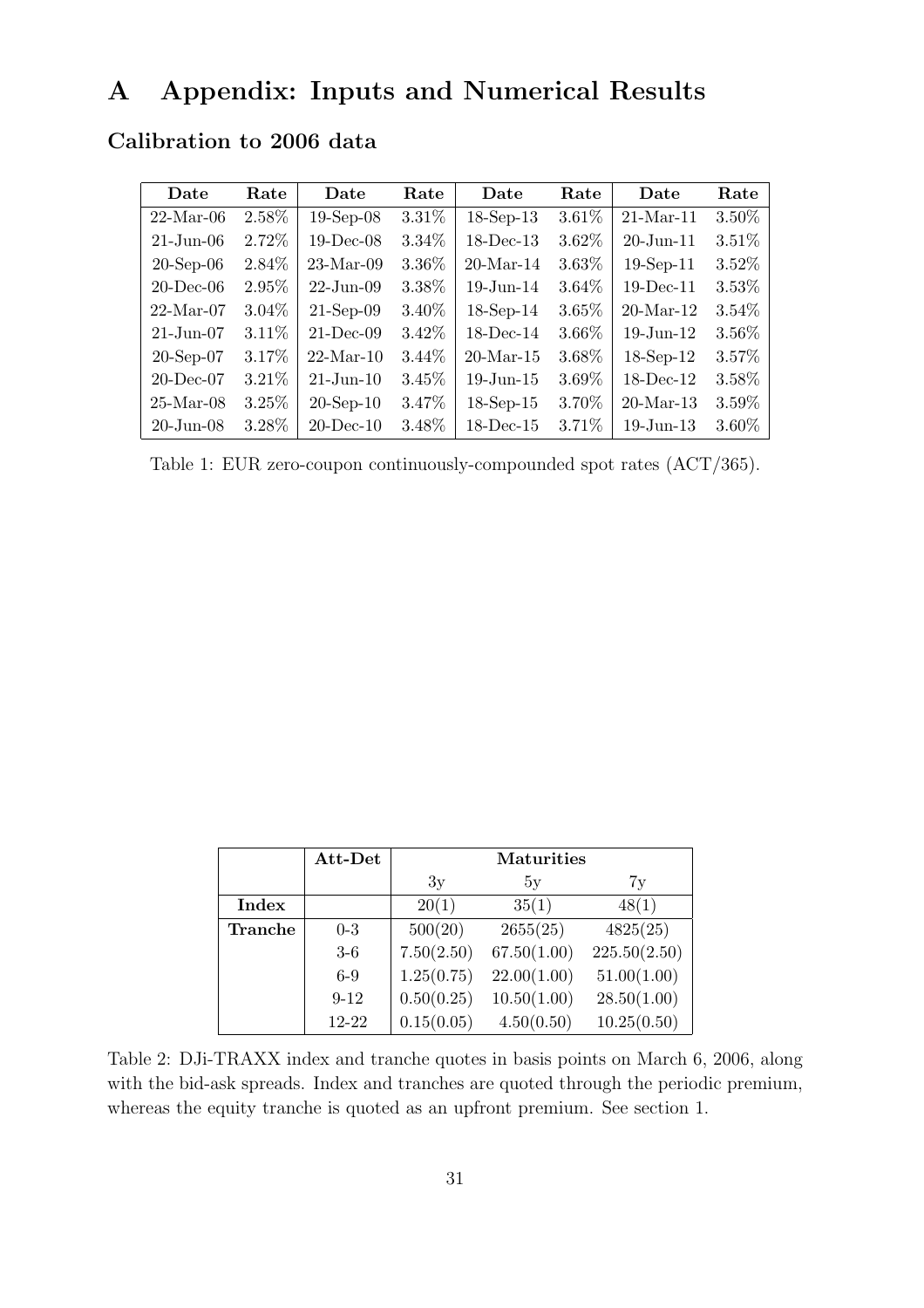# A Appendix: Inputs and Numerical Results

## Calibration to 2006 data

| Date | Rate | Date | Rate | Date | Rate | Date | Rate |
|---|---|---|---|---|---|---|---|
| 22-Mar-06 | 2.58% | 19-Sep-08 | 3.31% | 18-Sep-13 | 3.61% | 21-Mar-11 | 3.50% |
| 21-Jun-06 | 2.72% | 19-Dec-08 | 3.34% | 18-Dec-13 | 3.62% | 20-Jun-11 | 3.51% |
| 20-Sep-06 | 2.84% | 23-Mar-09 | 3.36% | 20-Mar-14 | 3.63% | 19-Sep-11 | 3.52% |
| 20-Dec-06 | 2.95% | 22-Jun-09 | 3.38% | 19-Jun-14 | 3.64% | 19-Dec-11 | 3.53% |
| 22-Mar-07 | 3.04% | 21-Sep-09 | 3.40% | 18-Sep-14 | 3.65% | 20-Mar-12 | 3.54% |
| 21-Jun-07 | 3.11% | 21-Dec-09 | 3.42% | 18-Dec-14 | 3.66% | 19-Jun-12 | 3.56% |
| 20-Sep-07 | 3.17% | 22-Mar-10 | 3.44% | 20-Mar-15 | 3.68% | 18-Sep-12 | 3.57% |
| 20-Dec-07 | 3.21% | 21-Jun-10 | 3.45% | 19-Jun-15 | 3.69% | 18-Dec-12 | 3.58% |
| 25-Mar-08 | 3.25% | 20-Sep-10 | 3.47% | 18-Sep-15 | 3.70% | 20-Mar-13 | 3.59% |
| 20-Jun-08 | 3.28% | 20-Dec-10 | 3.48% | 18-Dec-15 | 3.71% | 19-Jun-13 | 3.60% |

Table 1: EUR zero-coupon continuously-compounded spot rates (ACT/365).

| | Att-Det | Maturities | | |
|---|---|---|---|---|
| | | 3y | 5y | 7y |
| **Index** | | 20(1) | 35(1) | 48(1) |
| **Tranche** | 0-3 | 500(20) | 2655(25) | 4825(25) |
| | 3-6 | 7.50(2.50) | 67.50(1.00) | 225.50(2.50) |
| | 6-9 | 1.25(0.75) | 22.00(1.00) | 51.00(1.00) |
| | 9-12 | 0.50(0.25) | 10.50(1.00) | 28.50(1.00) |
| | 12-22 | 0.15(0.05) | 4.50(0.50) | 10.25(0.50) |

Table 2: DJi-TRAXX index and tranche quotes in basis points on March 6, 2006, along with the bid-ask spreads. Index and tranches are quoted through the periodic premium, whereas the equity tranche is quoted as an upfront premium. See section 1.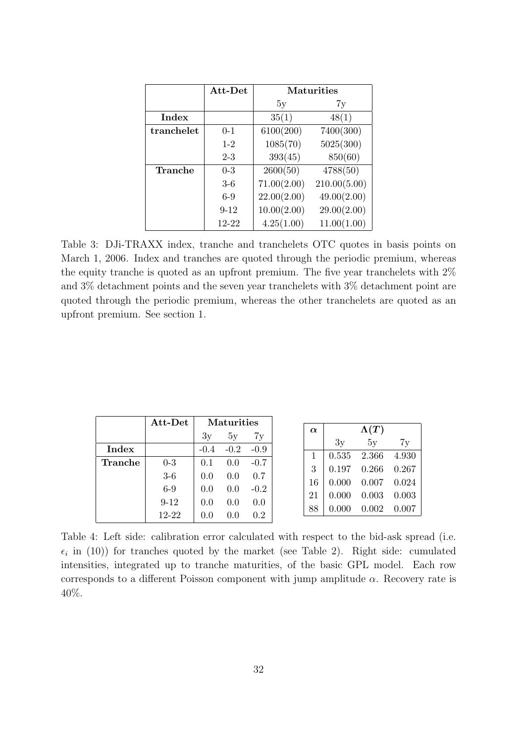| | **Att-Det** | **Maturities** | |
|---|---|---|---|
| | | 5y | 7y |
| **Index** | | 35(1) | 48(1) |
| **tranchelet** | 0-1 | 6100(200) | 7400(300) |
| | 1-2 | 1085(70) | 5025(300) |
| | 2-3 | 393(45) | 850(60) |
| **Tranche** | 0-3 | 2600(50) | 4788(50) |
| | 3-6 | 71.00(2.00) | 210.00(5.00) |
| | 6-9 | 22.00(2.00) | 49.00(2.00) |
| | 9-12 | 10.00(2.00) | 29.00(2.00) |
| | 12-22 | 4.25(1.00) | 11.00(1.00) |

Table 3: DJi-TRAXX index, tranche and tranchelets OTC quotes in basis points on March 1, 2006. Index and tranches are quoted through the periodic premium, whereas the equity tranche is quoted as an upfront premium. The five year tranchelets with 2% and 3% detachment points and the seven year tranchelets with 3% detachment point are quoted through the periodic premium, whereas the other tranchelets are quoted as an upfront premium. See section 1.

| | **Att-Det** | **Maturities** | | |
|---|---|---|---|---|
| | | 3y | 5y | 7y |
| **Index** | | -0.4 | -0.2 | -0.9 |
| **Tranche** | 0-3 | 0.1 | 0.0 | -0.7 |
| | 3-6 | 0.0 | 0.0 | 0.7 |
| | 6-9 | 0.0 | 0.0 | -0.2 |
| | 9-12 | 0.0 | 0.0 | 0.0 |
| | 12-22 | 0.0 | 0.0 | 0.2 |

| $\boldsymbol{\alpha}$ | $\boldsymbol{\Lambda(T)}$ | | |
|---|---|---|---|
| | 3y | 5y | 7y |
| 1 | 0.535 | 2.366 | 4.930 |
| 3 | 0.197 | 0.266 | 0.267 |
| 16 | 0.000 | 0.007 | 0.024 |
| 21 | 0.000 | 0.003 | 0.003 |
| 88 | 0.000 | 0.002 | 0.007 |

Table 4: Left side: calibration error calculated with respect to the bid-ask spread (i.e. $\epsilon_i$ in (10)) for tranches quoted by the market (see Table 2). Right side: cumulated intensities, integrated up to tranche maturities, of the basic GPL model. Each row corresponds to a different Poisson component with jump amplitude $\alpha$. Recovery rate is 40%.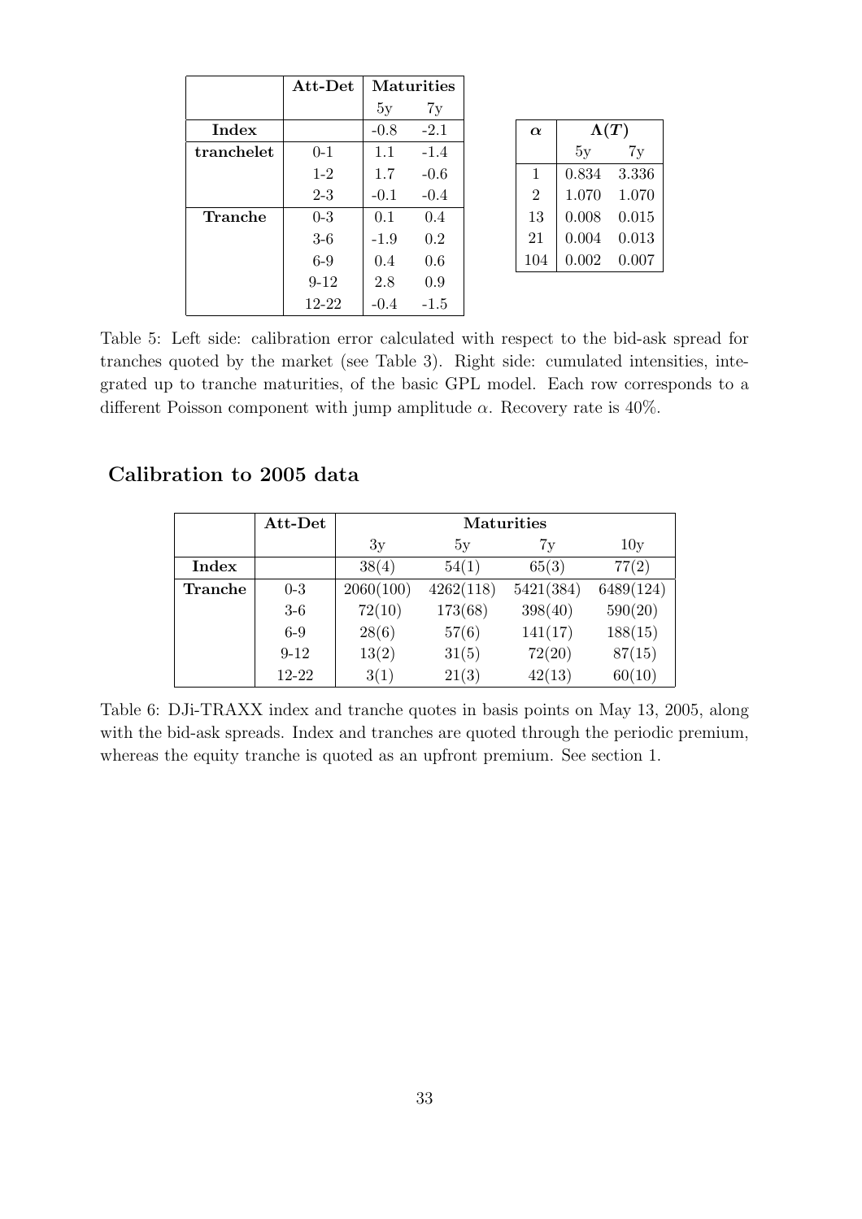| | Att-Det | Maturities | |
|---|---|---|---|
| | | 5y | 7y |
| **Index** | | -0.8 | -2.1 |
| **tranchelet** | 0-1 | 1.1 | -1.4 |
| | 1-2 | 1.7 | -0.6 |
| | 2-3 | -0.1 | -0.4 |
| **Tranche** | 0-3 | 0.1 | 0.4 |
| | 3-6 | -1.9 | 0.2 |
| | 6-9 | 0.4 | 0.6 |
| | 9-12 | 2.8 | 0.9 |
| | 12-22 | -0.4 | -1.5 |

| $\boldsymbol{\alpha}$ | $\boldsymbol{\Lambda(T)}$ | |
|---|---|---|
| | 5y | 7y |
| 1 | 0.834 | 3.336 |
| 2 | 1.070 | 1.070 |
| 13 | 0.008 | 0.015 |
| 21 | 0.004 | 0.013 |
| 104 | 0.002 | 0.007 |

Table 5: Left side: calibration error calculated with respect to the bid-ask spread for tranches quoted by the market (see Table 3). Right side: cumulated intensities, integrated up to tranche maturities, of the basic GPL model. Each row corresponds to a different Poisson component with jump amplitude $\alpha$. Recovery rate is 40%.

## Calibration to 2005 data

| | Att-Det | Maturities | | | |
|---|---|---|---|---|---|
| | | 3y | 5y | 7y | 10y |
| **Index** | | 38(4) | 54(1) | 65(3) | 77(2) |
| **Tranche** | 0-3 | 2060(100) | 4262(118) | 5421(384) | 6489(124) |
| | 3-6 | 72(10) | 173(68) | 398(40) | 590(20) |
| | 6-9 | 28(6) | 57(6) | 141(17) | 188(15) |
| | 9-12 | 13(2) | 31(5) | 72(20) | 87(15) |
| | 12-22 | 3(1) | 21(3) | 42(13) | 60(10) |

Table 6: DJi-TRAXX index and tranche quotes in basis points on May 13, 2005, along with the bid-ask spreads. Index and tranches are quoted through the periodic premium, whereas the equity tranche is quoted as an upfront premium. See section 1.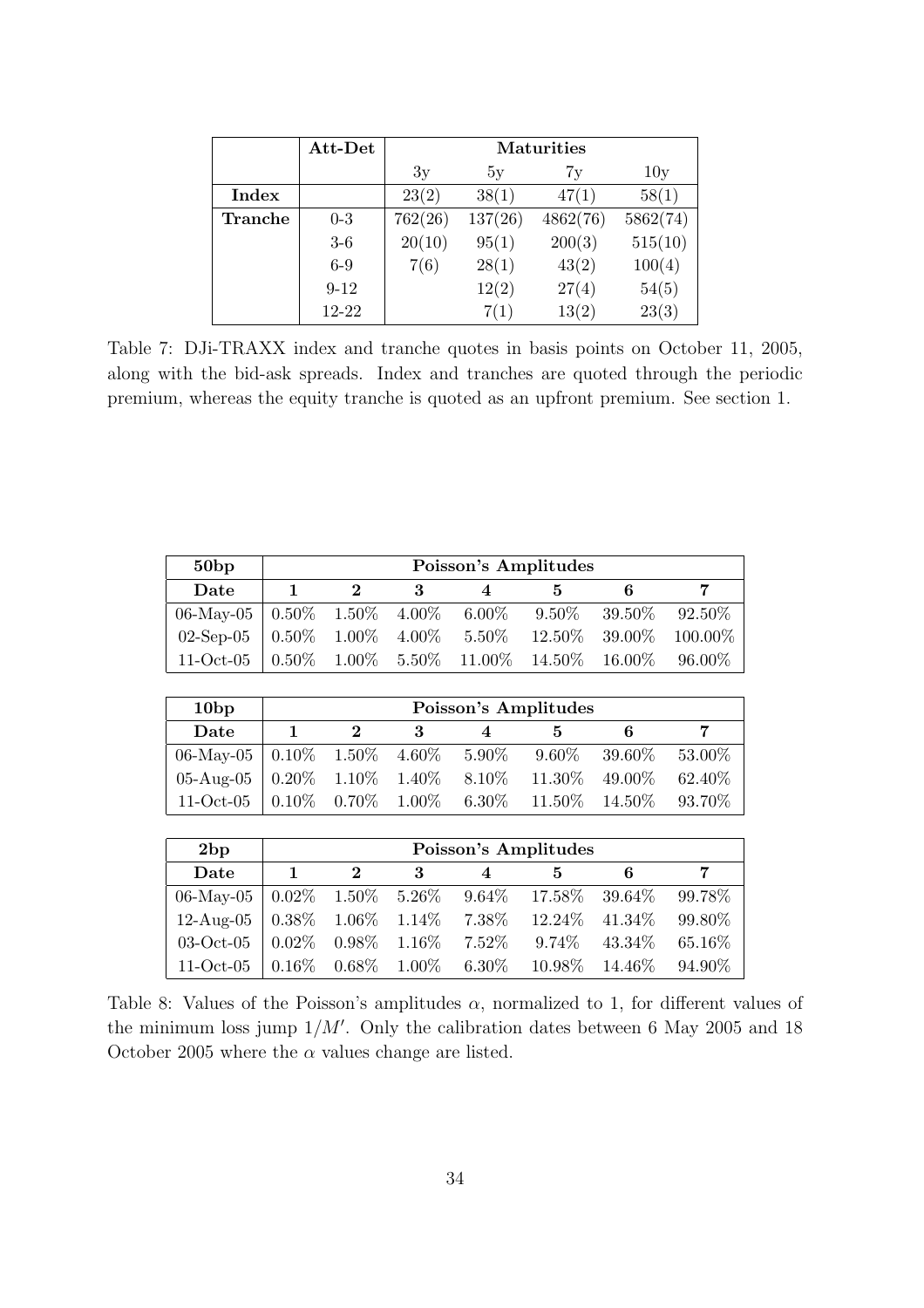| | **Att-Det** | **Maturities** | | | |
|---|---|---|---|---|---|
| | | 3y | 5y | 7y | 10y |
| **Index** | | 23(2) | 38(1) | 47(1) | 58(1) |
| **Tranche** | 0-3 | 762(26) | 137(26) | 4862(76) | 5862(74) |
| | 3-6 | 20(10) | 95(1) | 200(3) | 515(10) |
| | 6-9 | 7(6) | 28(1) | 43(2) | 100(4) |
| | 9-12 | | 12(2) | 27(4) | 54(5) |
| | 12-22 | | 7(1) | 13(2) | 23(3) |

Table 7: DJi-TRAXX index and tranche quotes in basis points on October 11, 2005, along with the bid-ask spreads. Index and tranches are quoted through the periodic premium, whereas the equity tranche is quoted as an upfront premium. See section 1.

| **50bp** | **Poisson's Amplitudes** | | | | | | |
|---|---|---|---|---|---|---|---|
| **Date** | **1** | **2** | **3** | **4** | **5** | **6** | **7** |
| 06-May-05 | 0.50% | 1.50% | 4.00% | 6.00% | 9.50% | 39.50% | 92.50% |
| 02-Sep-05 | 0.50% | 1.00% | 4.00% | 5.50% | 12.50% | 39.00% | 100.00% |
| 11-Oct-05 | 0.50% | 1.00% | 5.50% | 11.00% | 14.50% | 16.00% | 96.00% |

| **10bp** | **Poisson's Amplitudes** | | | | | | |
|---|---|---|---|---|---|---|---|
| **Date** | **1** | **2** | **3** | **4** | **5** | **6** | **7** |
| 06-May-05 | 0.10% | 1.50% | 4.60% | 5.90% | 9.60% | 39.60% | 53.00% |
| 05-Aug-05 | 0.20% | 1.10% | 1.40% | 8.10% | 11.30% | 49.00% | 62.40% |
| 11-Oct-05 | 0.10% | 0.70% | 1.00% | 6.30% | 11.50% | 14.50% | 93.70% |

| **2bp** | **Poisson's Amplitudes** | | | | | | |
|---|---|---|---|---|---|---|---|
| **Date** | **1** | **2** | **3** | **4** | **5** | **6** | **7** |
| 06-May-05 | 0.02% | 1.50% | 5.26% | 9.64% | 17.58% | 39.64% | 99.78% |
| 12-Aug-05 | 0.38% | 1.06% | 1.14% | 7.38% | 12.24% | 41.34% | 99.80% |
| 03-Oct-05 | 0.02% | 0.98% | 1.16% | 7.52% | 9.74% | 43.34% | 65.16% |
| 11-Oct-05 | 0.16% | 0.68% | 1.00% | 6.30% | 10.98% | 14.46% | 94.90% |

Table 8: Values of the Poisson's amplitudes $\alpha$, normalized to 1, for different values of the minimum loss jump $1/M'$. Only the calibration dates between 6 May 2005 and 18 October 2005 where the $\alpha$ values change are listed.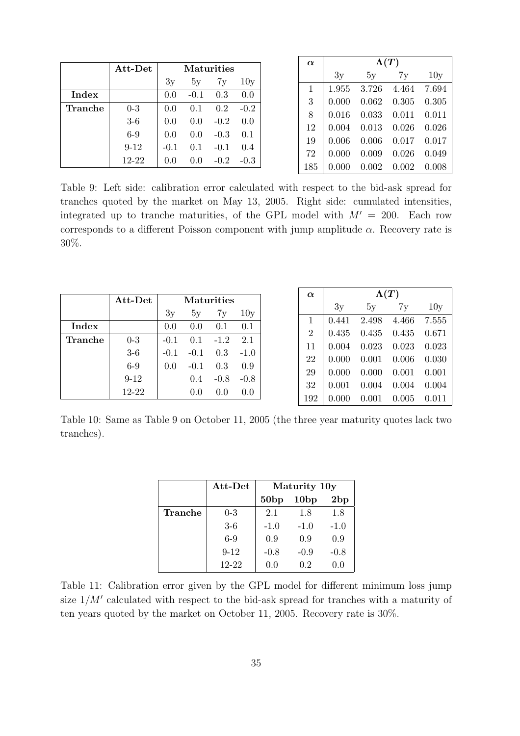| | Att-Det | Maturities | | | |
|---|---|---|---|---|---|
| | | 3y | 5y | 7y | 10y |
| **Index** | | 0.0 | -0.1 | 0.3 | 0.0 |
| **Tranche** | 0-3 | 0.0 | 0.1 | 0.2 | -0.2 |
| | 3-6 | 0.0 | 0.0 | -0.2 | 0.0 |
| | 6-9 | 0.0 | 0.0 | -0.3 | 0.1 |
| | 9-12 | -0.1 | 0.1 | -0.1 | 0.4 |
| | 12-22 | 0.0 | 0.0 | -0.2 | -0.3 |

| $\alpha$ | $\Lambda(T)$ | | | |
|---|---|---|---|---|
| | 3y | 5y | 7y | 10y |
| 1 | 1.955 | 3.726 | 4.464 | 7.694 |
| 3 | 0.000 | 0.062 | 0.305 | 0.305 |
| 8 | 0.016 | 0.033 | 0.011 | 0.011 |
| 12 | 0.004 | 0.013 | 0.026 | 0.026 |
| 19 | 0.006 | 0.006 | 0.017 | 0.017 |
| 72 | 0.000 | 0.009 | 0.026 | 0.049 |
| 185 | 0.000 | 0.002 | 0.002 | 0.008 |

Table 9: Left side: calibration error calculated with respect to the bid-ask spread for tranches quoted by the market on May 13, 2005. Right side: cumulated intensities, integrated up to tranche maturities, of the GPL model with $M' = 200$. Each row corresponds to a different Poisson component with jump amplitude $\alpha$. Recovery rate is 30%.

| | Att-Det | Maturities | | | |
|---|---|---|---|---|---|
| | | 3y | 5y | 7y | 10y |
| **Index** | | 0.0 | 0.0 | 0.1 | 0.1 |
| **Tranche** | 0-3 | -0.1 | 0.1 | -1.2 | 2.1 |
| | 3-6 | -0.1 | -0.1 | 0.3 | -1.0 |
| | 6-9 | 0.0 | -0.1 | 0.3 | 0.9 |
| | 9-12 | | 0.4 | -0.8 | -0.8 |
| | 12-22 | | 0.0 | 0.0 | 0.0 |

| $\alpha$ | $\Lambda(T)$ | | | |
|---|---|---|---|---|
| | 3y | 5y | 7y | 10y |
| 1 | 0.441 | 2.498 | 4.466 | 7.555 |
| 2 | 0.435 | 0.435 | 0.435 | 0.671 |
| 11 | 0.004 | 0.023 | 0.023 | 0.023 |
| 22 | 0.000 | 0.001 | 0.006 | 0.030 |
| 29 | 0.000 | 0.000 | 0.001 | 0.001 |
| 32 | 0.001 | 0.004 | 0.004 | 0.004 |
| 192 | 0.000 | 0.001 | 0.005 | 0.011 |

Table 10: Same as Table 9 on October 11, 2005 (the three year maturity quotes lack two tranches).

| | Att-Det | Maturity 10y | | |
|---|---|---|---|---|
| | | **50bp** | **10bp** | **2bp** |
| **Tranche** | 0-3 | 2.1 | 1.8 | 1.8 |
| | 3-6 | -1.0 | -1.0 | -1.0 |
| | 6-9 | 0.9 | 0.9 | 0.9 |
| | 9-12 | -0.8 | -0.9 | -0.8 |
| | 12-22 | 0.0 | 0.2 | 0.0 |

Table 11: Calibration error given by the GPL model for different minimum loss jump size $1/M'$ calculated with respect to the bid-ask spread for tranches with a maturity of ten years quoted by the market on October 11, 2005. Recovery rate is 30%.